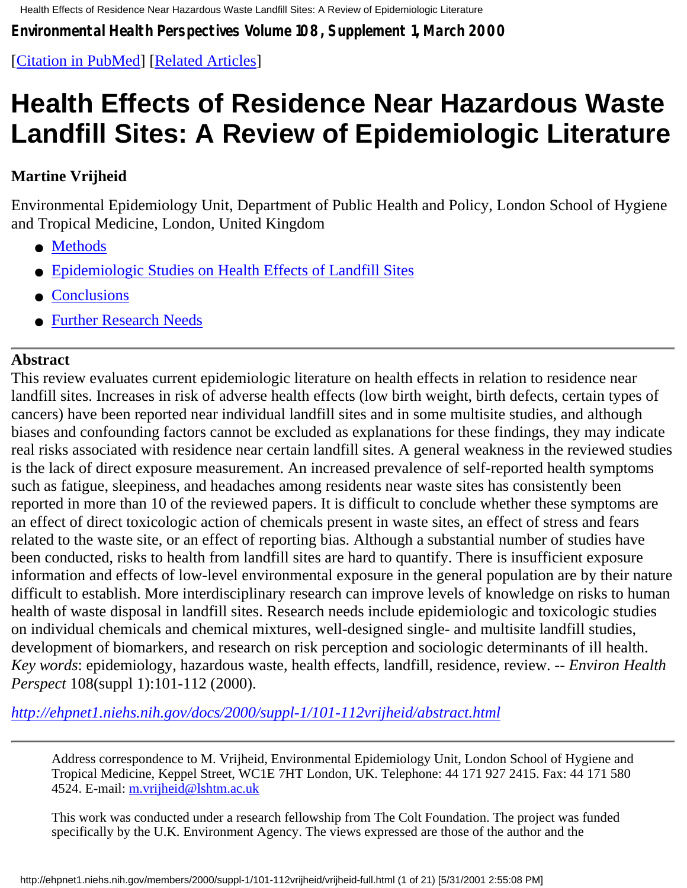*Environmental Health Perspectives Volume 108, Supplement 1, March 2000*

[Citation in PubMed] [Related Articles]

# Health Effects of Residence Near Hazardous Waste Landfill Sites: A Review of Epidemiologic Literature

**Martine Vrijheid**

Environmental Epidemiology Unit, Department of Public Health and Policy, London School of Hygiene and Tropical Medicine, London, United Kingdom

- Methods
- Epidemiologic Studies on Health Effects of Landfill Sites
- Conclusions
- Further Research Needs

---

**Abstract**

This review evaluates current epidemiologic literature on health effects in relation to residence near landfill sites. Increases in risk of adverse health effects (low birth weight, birth defects, certain types of cancers) have been reported near individual landfill sites and in some multisite studies, and although biases and confounding factors cannot be excluded as explanations for these findings, they may indicate real risks associated with residence near certain landfill sites. A general weakness in the reviewed studies is the lack of direct exposure measurement. An increased prevalence of self-reported health symptoms such as fatigue, sleepiness, and headaches among residents near waste sites has consistently been reported in more than 10 of the reviewed papers. It is difficult to conclude whether these symptoms are an effect of direct toxicologic action of chemicals present in waste sites, an effect of stress and fears related to the waste site, or an effect of reporting bias. Although a substantial number of studies have been conducted, risks to health from landfill sites are hard to quantify. There is insufficient exposure information and effects of low-level environmental exposure in the general population are by their nature difficult to establish. More interdisciplinary research can improve levels of knowledge on risks to human health of waste disposal in landfill sites. Research needs include epidemiologic and toxicologic studies on individual chemicals and chemical mixtures, well-designed single- and multisite landfill studies, development of biomarkers, and research on risk perception and sociologic determinants of ill health. *Key words*: epidemiology, hazardous waste, health effects, landfill, residence, review. -- *Environ Health Perspect* 108(suppl 1):101-112 (2000).

*http://ehpnet1.niehs.nih.gov/docs/2000/suppl-1/101-112vrijheid/abstract.html*

---

Address correspondence to M. Vrijheid, Environmental Epidemiology Unit, London School of Hygiene and Tropical Medicine, Keppel Street, WC1E 7HT London, UK. Telephone: 44 171 927 2415. Fax: 44 171 580 4524. E-mail: m.vrijheid@lshtm.ac.uk

This work was conducted under a research fellowship from The Colt Foundation. The project was funded specifically by the U.K. Environment Agency. The views expressed are those of the author and the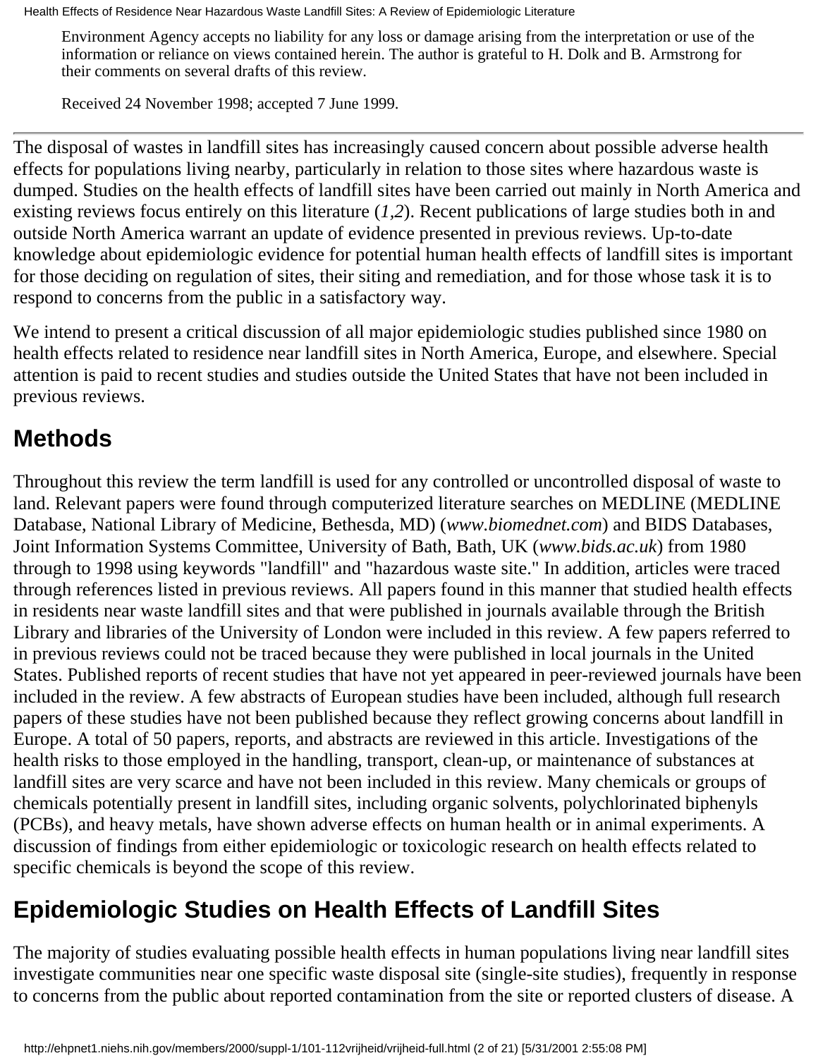Environment Agency accepts no liability for any loss or damage arising from the interpretation or use of the information or reliance on views contained herein. The author is grateful to H. Dolk and B. Armstrong for their comments on several drafts of this review.

Received 24 November 1998; accepted 7 June 1999.

---

The disposal of wastes in landfill sites has increasingly caused concern about possible adverse health effects for populations living nearby, particularly in relation to those sites where hazardous waste is dumped. Studies on the health effects of landfill sites have been carried out mainly in North America and existing reviews focus entirely on this literature (*1*,*2*). Recent publications of large studies both in and outside North America warrant an update of evidence presented in previous reviews. Up-to-date knowledge about epidemiologic evidence for potential human health effects of landfill sites is important for those deciding on regulation of sites, their siting and remediation, and for those whose task it is to respond to concerns from the public in a satisfactory way.

We intend to present a critical discussion of all major epidemiologic studies published since 1980 on health effects related to residence near landfill sites in North America, Europe, and elsewhere. Special attention is paid to recent studies and studies outside the United States that have not been included in previous reviews.

## Methods

Throughout this review the term landfill is used for any controlled or uncontrolled disposal of waste to land. Relevant papers were found through computerized literature searches on MEDLINE (MEDLINE Database, National Library of Medicine, Bethesda, MD) (*www.biomednet.com*) and BIDS Databases, Joint Information Systems Committee, University of Bath, Bath, UK (*www.bids.ac.uk*) from 1980 through to 1998 using keywords "landfill" and "hazardous waste site." In addition, articles were traced through references listed in previous reviews. All papers found in this manner that studied health effects in residents near waste landfill sites and that were published in journals available through the British Library and libraries of the University of London were included in this review. A few papers referred to in previous reviews could not be traced because they were published in local journals in the United States. Published reports of recent studies that have not yet appeared in peer-reviewed journals have been included in the review. A few abstracts of European studies have been included, although full research papers of these studies have not been published because they reflect growing concerns about landfill in Europe. A total of 50 papers, reports, and abstracts are reviewed in this article. Investigations of the health risks to those employed in the handling, transport, clean-up, or maintenance of substances at landfill sites are very scarce and have not been included in this review. Many chemicals or groups of chemicals potentially present in landfill sites, including organic solvents, polychlorinated biphenyls (PCBs), and heavy metals, have shown adverse effects on human health or in animal experiments. A discussion of findings from either epidemiologic or toxicologic research on health effects related to specific chemicals is beyond the scope of this review.

## Epidemiologic Studies on Health Effects of Landfill Sites

The majority of studies evaluating possible health effects in human populations living near landfill sites investigate communities near one specific waste disposal site (single-site studies), frequently in response to concerns from the public about reported contamination from the site or reported clusters of disease. A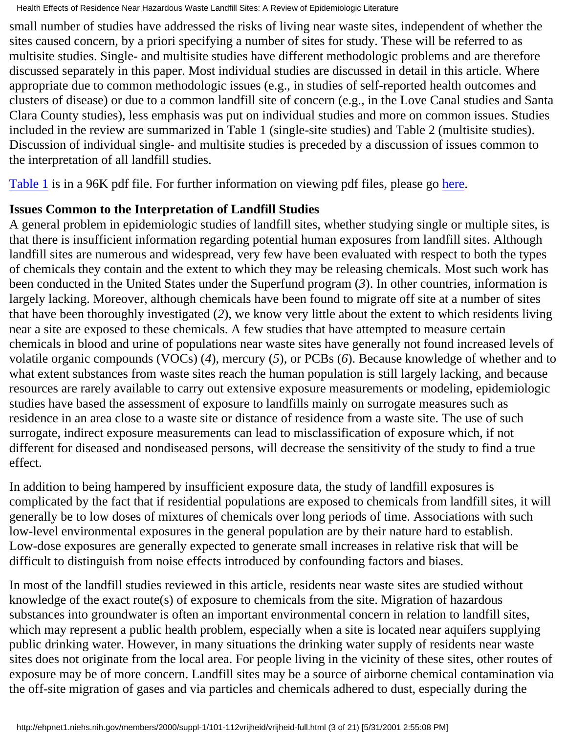small number of studies have addressed the risks of living near waste sites, independent of whether the sites caused concern, by a priori specifying a number of sites for study. These will be referred to as multisite studies. Single- and multisite studies have different methodologic problems and are therefore discussed separately in this paper. Most individual studies are discussed in detail in this article. Where appropriate due to common methodologic issues (e.g., in studies of self-reported health outcomes and clusters of disease) or due to a common landfill site of concern (e.g., in the Love Canal studies and Santa Clara County studies), less emphasis was put on individual studies and more on common issues. Studies included in the review are summarized in Table 1 (single-site studies) and Table 2 (multisite studies). Discussion of individual single- and multisite studies is preceded by a discussion of issues common to the interpretation of all landfill studies.

Table 1 is in a 96K pdf file. For further information on viewing pdf files, please go here.

**Issues Common to the Interpretation of Landfill Studies**

A general problem in epidemiologic studies of landfill sites, whether studying single or multiple sites, is that there is insufficient information regarding potential human exposures from landfill sites. Although landfill sites are numerous and widespread, very few have been evaluated with respect to both the types of chemicals they contain and the extent to which they may be releasing chemicals. Most such work has been conducted in the United States under the Superfund program (*3*). In other countries, information is largely lacking. Moreover, although chemicals have been found to migrate off site at a number of sites that have been thoroughly investigated (*2*), we know very little about the extent to which residents living near a site are exposed to these chemicals. A few studies that have attempted to measure certain chemicals in blood and urine of populations near waste sites have generally not found increased levels of volatile organic compounds (VOCs) (*4*), mercury (*5*), or PCBs (*6*). Because knowledge of whether and to what extent substances from waste sites reach the human population is still largely lacking, and because resources are rarely available to carry out extensive exposure measurements or modeling, epidemiologic studies have based the assessment of exposure to landfills mainly on surrogate measures such as residence in an area close to a waste site or distance of residence from a waste site. The use of such surrogate, indirect exposure measurements can lead to misclassification of exposure which, if not different for diseased and nondiseased persons, will decrease the sensitivity of the study to find a true effect.

In addition to being hampered by insufficient exposure data, the study of landfill exposures is complicated by the fact that if residential populations are exposed to chemicals from landfill sites, it will generally be to low doses of mixtures of chemicals over long periods of time. Associations with such low-level environmental exposures in the general population are by their nature hard to establish. Low-dose exposures are generally expected to generate small increases in relative risk that will be difficult to distinguish from noise effects introduced by confounding factors and biases.

In most of the landfill studies reviewed in this article, residents near waste sites are studied without knowledge of the exact route(s) of exposure to chemicals from the site. Migration of hazardous substances into groundwater is often an important environmental concern in relation to landfill sites, which may represent a public health problem, especially when a site is located near aquifers supplying public drinking water. However, in many situations the drinking water supply of residents near waste sites does not originate from the local area. For people living in the vicinity of these sites, other routes of exposure may be of more concern. Landfill sites may be a source of airborne chemical contamination via the off-site migration of gases and via particles and chemicals adhered to dust, especially during the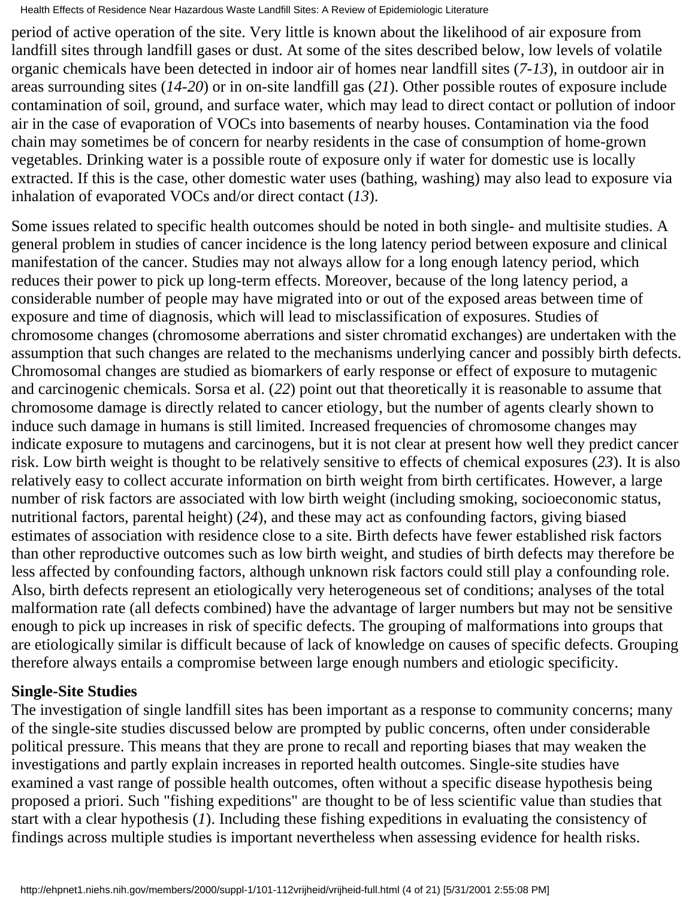period of active operation of the site. Very little is known about the likelihood of air exposure from landfill sites through landfill gases or dust. At some of the sites described below, low levels of volatile organic chemicals have been detected in indoor air of homes near landfill sites (*7-13*), in outdoor air in areas surrounding sites (*14-20*) or in on-site landfill gas (*21*). Other possible routes of exposure include contamination of soil, ground, and surface water, which may lead to direct contact or pollution of indoor air in the case of evaporation of VOCs into basements of nearby houses. Contamination via the food chain may sometimes be of concern for nearby residents in the case of consumption of home-grown vegetables. Drinking water is a possible route of exposure only if water for domestic use is locally extracted. If this is the case, other domestic water uses (bathing, washing) may also lead to exposure via inhalation of evaporated VOCs and/or direct contact (*13*).

Some issues related to specific health outcomes should be noted in both single- and multisite studies. A general problem in studies of cancer incidence is the long latency period between exposure and clinical manifestation of the cancer. Studies may not always allow for a long enough latency period, which reduces their power to pick up long-term effects. Moreover, because of the long latency period, a considerable number of people may have migrated into or out of the exposed areas between time of exposure and time of diagnosis, which will lead to misclassification of exposures. Studies of chromosome changes (chromosome aberrations and sister chromatid exchanges) are undertaken with the assumption that such changes are related to the mechanisms underlying cancer and possibly birth defects. Chromosomal changes are studied as biomarkers of early response or effect of exposure to mutagenic and carcinogenic chemicals. Sorsa et al. (*22*) point out that theoretically it is reasonable to assume that chromosome damage is directly related to cancer etiology, but the number of agents clearly shown to induce such damage in humans is still limited. Increased frequencies of chromosome changes may indicate exposure to mutagens and carcinogens, but it is not clear at present how well they predict cancer risk. Low birth weight is thought to be relatively sensitive to effects of chemical exposures (*23*). It is also relatively easy to collect accurate information on birth weight from birth certificates. However, a large number of risk factors are associated with low birth weight (including smoking, socioeconomic status, nutritional factors, parental height) (*24*), and these may act as confounding factors, giving biased estimates of association with residence close to a site. Birth defects have fewer established risk factors than other reproductive outcomes such as low birth weight, and studies of birth defects may therefore be less affected by confounding factors, although unknown risk factors could still play a confounding role. Also, birth defects represent an etiologically very heterogeneous set of conditions; analyses of the total malformation rate (all defects combined) have the advantage of larger numbers but may not be sensitive enough to pick up increases in risk of specific defects. The grouping of malformations into groups that are etiologically similar is difficult because of lack of knowledge on causes of specific defects. Grouping therefore always entails a compromise between large enough numbers and etiologic specificity.

**Single-Site Studies**

The investigation of single landfill sites has been important as a response to community concerns; many of the single-site studies discussed below are prompted by public concerns, often under considerable political pressure. This means that they are prone to recall and reporting biases that may weaken the investigations and partly explain increases in reported health outcomes. Single-site studies have examined a vast range of possible health outcomes, often without a specific disease hypothesis being proposed a priori. Such "fishing expeditions" are thought to be of less scientific value than studies that start with a clear hypothesis (*1*). Including these fishing expeditions in evaluating the consistency of findings across multiple studies is important nevertheless when assessing evidence for health risks.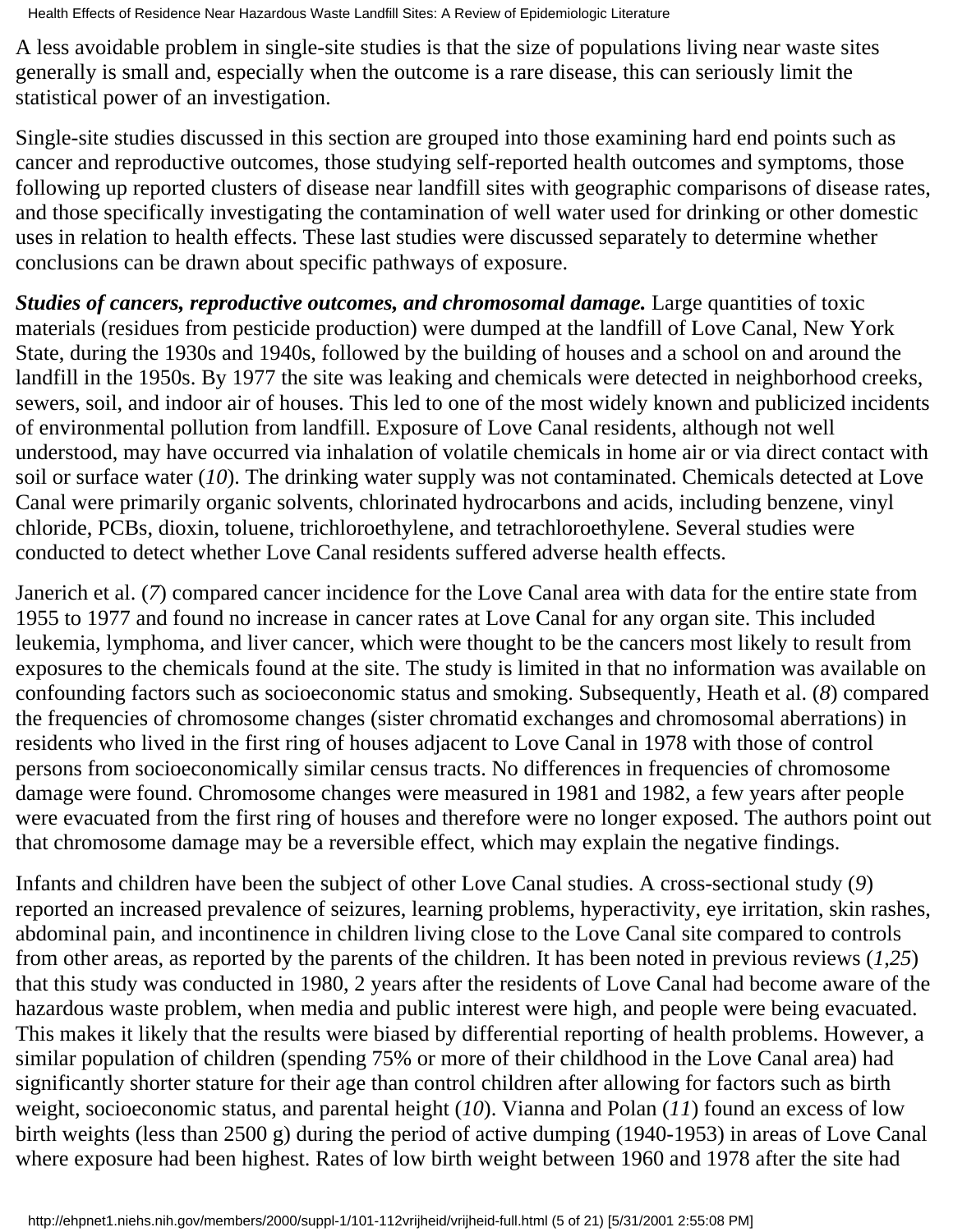A less avoidable problem in single-site studies is that the size of populations living near waste sites generally is small and, especially when the outcome is a rare disease, this can seriously limit the statistical power of an investigation.

Single-site studies discussed in this section are grouped into those examining hard end points such as cancer and reproductive outcomes, those studying self-reported health outcomes and symptoms, those following up reported clusters of disease near landfill sites with geographic comparisons of disease rates, and those specifically investigating the contamination of well water used for drinking or other domestic uses in relation to health effects. These last studies were discussed separately to determine whether conclusions can be drawn about specific pathways of exposure.

***Studies of cancers, reproductive outcomes, and chromosomal damage.*** Large quantities of toxic materials (residues from pesticide production) were dumped at the landfill of Love Canal, New York State, during the 1930s and 1940s, followed by the building of houses and a school on and around the landfill in the 1950s. By 1977 the site was leaking and chemicals were detected in neighborhood creeks, sewers, soil, and indoor air of houses. This led to one of the most widely known and publicized incidents of environmental pollution from landfill. Exposure of Love Canal residents, although not well understood, may have occurred via inhalation of volatile chemicals in home air or via direct contact with soil or surface water (*10*). The drinking water supply was not contaminated. Chemicals detected at Love Canal were primarily organic solvents, chlorinated hydrocarbons and acids, including benzene, vinyl chloride, PCBs, dioxin, toluene, trichloroethylene, and tetrachloroethylene. Several studies were conducted to detect whether Love Canal residents suffered adverse health effects.

Janerich et al. (*7*) compared cancer incidence for the Love Canal area with data for the entire state from 1955 to 1977 and found no increase in cancer rates at Love Canal for any organ site. This included leukemia, lymphoma, and liver cancer, which were thought to be the cancers most likely to result from exposures to the chemicals found at the site. The study is limited in that no information was available on confounding factors such as socioeconomic status and smoking. Subsequently, Heath et al. (*8*) compared the frequencies of chromosome changes (sister chromatid exchanges and chromosomal aberrations) in residents who lived in the first ring of houses adjacent to Love Canal in 1978 with those of control persons from socioeconomically similar census tracts. No differences in frequencies of chromosome damage were found. Chromosome changes were measured in 1981 and 1982, a few years after people were evacuated from the first ring of houses and therefore were no longer exposed. The authors point out that chromosome damage may be a reversible effect, which may explain the negative findings.

Infants and children have been the subject of other Love Canal studies. A cross-sectional study (*9*) reported an increased prevalence of seizures, learning problems, hyperactivity, eye irritation, skin rashes, abdominal pain, and incontinence in children living close to the Love Canal site compared to controls from other areas, as reported by the parents of the children. It has been noted in previous reviews (*1,25*) that this study was conducted in 1980, 2 years after the residents of Love Canal had become aware of the hazardous waste problem, when media and public interest were high, and people were being evacuated. This makes it likely that the results were biased by differential reporting of health problems. However, a similar population of children (spending 75% or more of their childhood in the Love Canal area) had significantly shorter stature for their age than control children after allowing for factors such as birth weight, socioeconomic status, and parental height (*10*). Vianna and Polan (*11*) found an excess of low birth weights (less than 2500 g) during the period of active dumping (1940-1953) in areas of Love Canal where exposure had been highest. Rates of low birth weight between 1960 and 1978 after the site had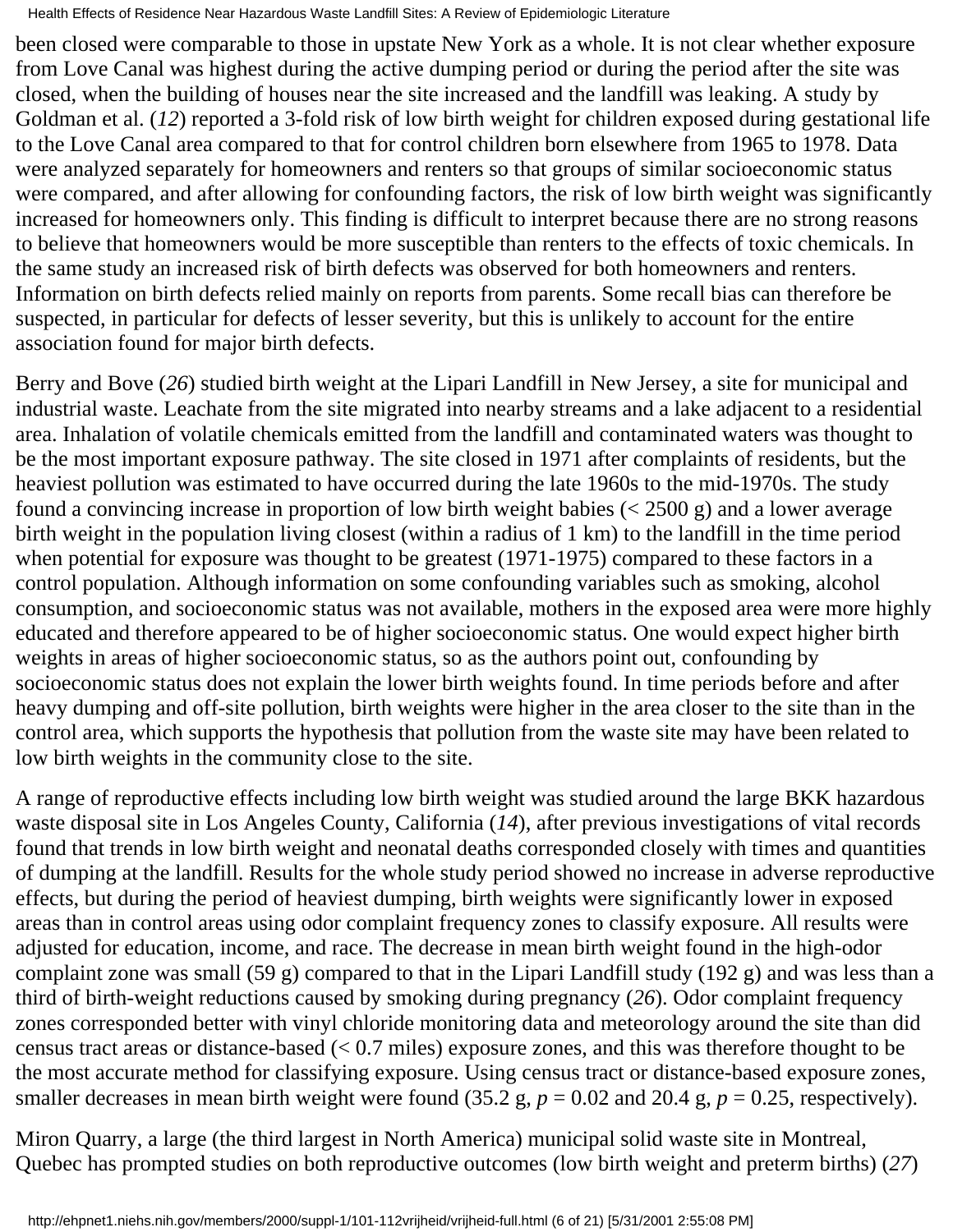been closed were comparable to those in upstate New York as a whole. It is not clear whether exposure from Love Canal was highest during the active dumping period or during the period after the site was closed, when the building of houses near the site increased and the landfill was leaking. A study by Goldman et al. (*12*) reported a 3-fold risk of low birth weight for children exposed during gestational life to the Love Canal area compared to that for control children born elsewhere from 1965 to 1978. Data were analyzed separately for homeowners and renters so that groups of similar socioeconomic status were compared, and after allowing for confounding factors, the risk of low birth weight was significantly increased for homeowners only. This finding is difficult to interpret because there are no strong reasons to believe that homeowners would be more susceptible than renters to the effects of toxic chemicals. In the same study an increased risk of birth defects was observed for both homeowners and renters. Information on birth defects relied mainly on reports from parents. Some recall bias can therefore be suspected, in particular for defects of lesser severity, but this is unlikely to account for the entire association found for major birth defects.

Berry and Bove (*26*) studied birth weight at the Lipari Landfill in New Jersey, a site for municipal and industrial waste. Leachate from the site migrated into nearby streams and a lake adjacent to a residential area. Inhalation of volatile chemicals emitted from the landfill and contaminated waters was thought to be the most important exposure pathway. The site closed in 1971 after complaints of residents, but the heaviest pollution was estimated to have occurred during the late 1960s to the mid-1970s. The study found a convincing increase in proportion of low birth weight babies (< 2500 g) and a lower average birth weight in the population living closest (within a radius of 1 km) to the landfill in the time period when potential for exposure was thought to be greatest (1971-1975) compared to these factors in a control population. Although information on some confounding variables such as smoking, alcohol consumption, and socioeconomic status was not available, mothers in the exposed area were more highly educated and therefore appeared to be of higher socioeconomic status. One would expect higher birth weights in areas of higher socioeconomic status, so as the authors point out, confounding by socioeconomic status does not explain the lower birth weights found. In time periods before and after heavy dumping and off-site pollution, birth weights were higher in the area closer to the site than in the control area, which supports the hypothesis that pollution from the waste site may have been related to low birth weights in the community close to the site.

A range of reproductive effects including low birth weight was studied around the large BKK hazardous waste disposal site in Los Angeles County, California (*14*), after previous investigations of vital records found that trends in low birth weight and neonatal deaths corresponded closely with times and quantities of dumping at the landfill. Results for the whole study period showed no increase in adverse reproductive effects, but during the period of heaviest dumping, birth weights were significantly lower in exposed areas than in control areas using odor complaint frequency zones to classify exposure. All results were adjusted for education, income, and race. The decrease in mean birth weight found in the high-odor complaint zone was small (59 g) compared to that in the Lipari Landfill study (192 g) and was less than a third of birth-weight reductions caused by smoking during pregnancy (*26*). Odor complaint frequency zones corresponded better with vinyl chloride monitoring data and meteorology around the site than did census tract areas or distance-based (< 0.7 miles) exposure zones, and this was therefore thought to be the most accurate method for classifying exposure. Using census tract or distance-based exposure zones, smaller decreases in mean birth weight were found (35.2 g, $p = 0.02$ and 20.4 g, $p = 0.25$, respectively).

Miron Quarry, a large (the third largest in North America) municipal solid waste site in Montreal, Quebec has prompted studies on both reproductive outcomes (low birth weight and preterm births) (*27*)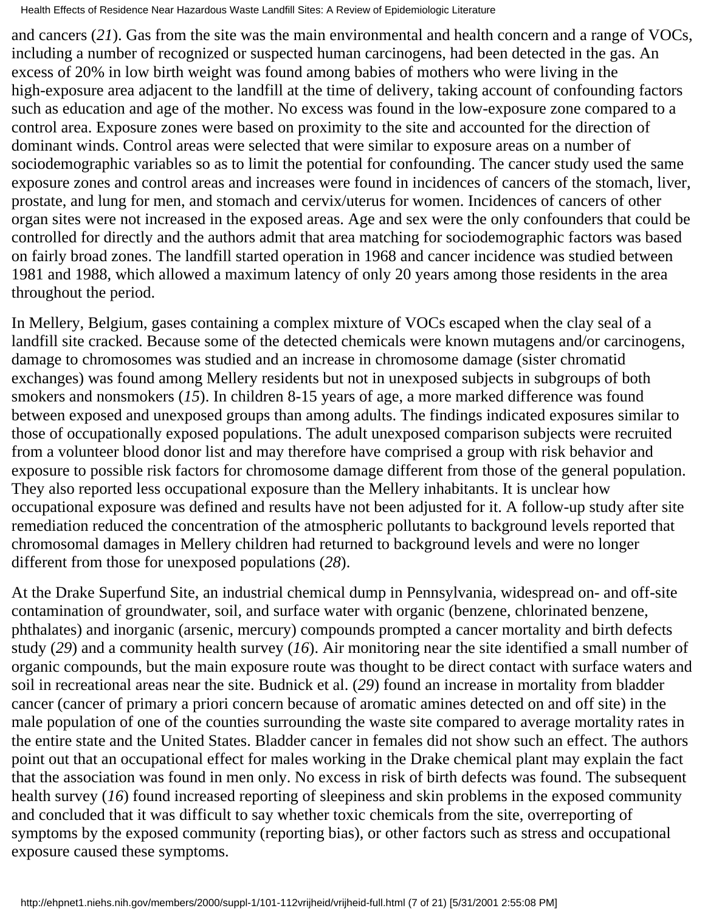and cancers (*21*). Gas from the site was the main environmental and health concern and a range of VOCs, including a number of recognized or suspected human carcinogens, had been detected in the gas. An excess of 20% in low birth weight was found among babies of mothers who were living in the high-exposure area adjacent to the landfill at the time of delivery, taking account of confounding factors such as education and age of the mother. No excess was found in the low-exposure zone compared to a control area. Exposure zones were based on proximity to the site and accounted for the direction of dominant winds. Control areas were selected that were similar to exposure areas on a number of sociodemographic variables so as to limit the potential for confounding. The cancer study used the same exposure zones and control areas and increases were found in incidences of cancers of the stomach, liver, prostate, and lung for men, and stomach and cervix/uterus for women. Incidences of cancers of other organ sites were not increased in the exposed areas. Age and sex were the only confounders that could be controlled for directly and the authors admit that area matching for sociodemographic factors was based on fairly broad zones. The landfill started operation in 1968 and cancer incidence was studied between 1981 and 1988, which allowed a maximum latency of only 20 years among those residents in the area throughout the period.

In Mellery, Belgium, gases containing a complex mixture of VOCs escaped when the clay seal of a landfill site cracked. Because some of the detected chemicals were known mutagens and/or carcinogens, damage to chromosomes was studied and an increase in chromosome damage (sister chromatid exchanges) was found among Mellery residents but not in unexposed subjects in subgroups of both smokers and nonsmokers (*15*). In children 8-15 years of age, a more marked difference was found between exposed and unexposed groups than among adults. The findings indicated exposures similar to those of occupationally exposed populations. The adult unexposed comparison subjects were recruited from a volunteer blood donor list and may therefore have comprised a group with risk behavior and exposure to possible risk factors for chromosome damage different from those of the general population. They also reported less occupational exposure than the Mellery inhabitants. It is unclear how occupational exposure was defined and results have not been adjusted for it. A follow-up study after site remediation reduced the concentration of the atmospheric pollutants to background levels reported that chromosomal damages in Mellery children had returned to background levels and were no longer different from those for unexposed populations (*28*).

At the Drake Superfund Site, an industrial chemical dump in Pennsylvania, widespread on- and off-site contamination of groundwater, soil, and surface water with organic (benzene, chlorinated benzene, phthalates) and inorganic (arsenic, mercury) compounds prompted a cancer mortality and birth defects study (*29*) and a community health survey (*16*). Air monitoring near the site identified a small number of organic compounds, but the main exposure route was thought to be direct contact with surface waters and soil in recreational areas near the site. Budnick et al. (*29*) found an increase in mortality from bladder cancer (cancer of primary a priori concern because of aromatic amines detected on and off site) in the male population of one of the counties surrounding the waste site compared to average mortality rates in the entire state and the United States. Bladder cancer in females did not show such an effect. The authors point out that an occupational effect for males working in the Drake chemical plant may explain the fact that the association was found in men only. No excess in risk of birth defects was found. The subsequent health survey (*16*) found increased reporting of sleepiness and skin problems in the exposed community and concluded that it was difficult to say whether toxic chemicals from the site, overreporting of symptoms by the exposed community (reporting bias), or other factors such as stress and occupational exposure caused these symptoms.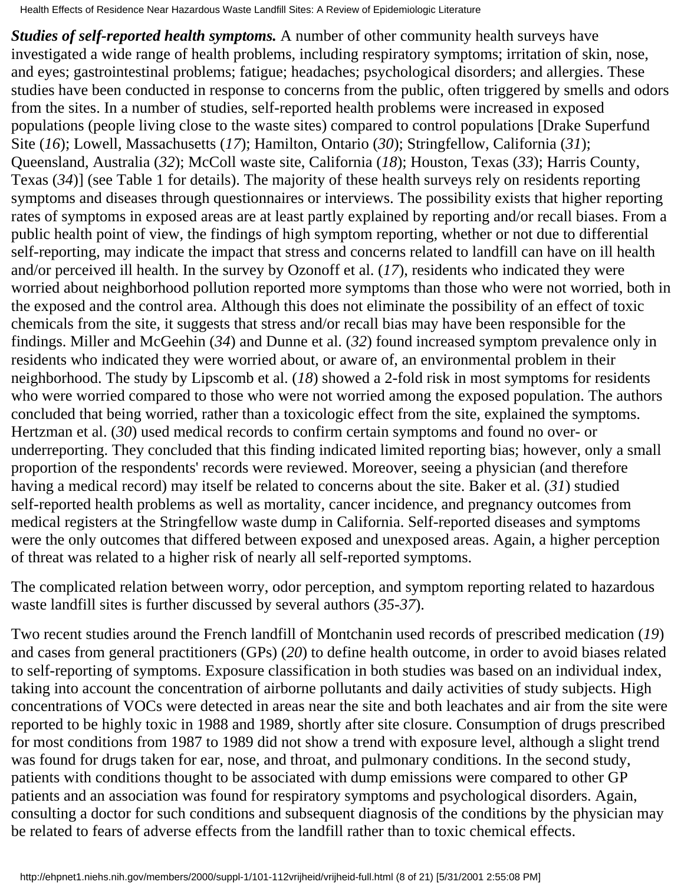***Studies of self-reported health symptoms.*** A number of other community health surveys have investigated a wide range of health problems, including respiratory symptoms; irritation of skin, nose, and eyes; gastrointestinal problems; fatigue; headaches; psychological disorders; and allergies. These studies have been conducted in response to concerns from the public, often triggered by smells and odors from the sites. In a number of studies, self-reported health problems were increased in exposed populations (people living close to the waste sites) compared to control populations [Drake Superfund Site (*16*); Lowell, Massachusetts (*17*); Hamilton, Ontario (*30*); Stringfellow, California (*31*); Queensland, Australia (*32*); McColl waste site, California (*18*); Houston, Texas (*33*); Harris County, Texas (*34*)] (see Table 1 for details). The majority of these health surveys rely on residents reporting symptoms and diseases through questionnaires or interviews. The possibility exists that higher reporting rates of symptoms in exposed areas are at least partly explained by reporting and/or recall biases. From a public health point of view, the findings of high symptom reporting, whether or not due to differential self-reporting, may indicate the impact that stress and concerns related to landfill can have on ill health and/or perceived ill health. In the survey by Ozonoff et al. (*17*), residents who indicated they were worried about neighborhood pollution reported more symptoms than those who were not worried, both in the exposed and the control area. Although this does not eliminate the possibility of an effect of toxic chemicals from the site, it suggests that stress and/or recall bias may have been responsible for the findings. Miller and McGeehin (*34*) and Dunne et al. (*32*) found increased symptom prevalence only in residents who indicated they were worried about, or aware of, an environmental problem in their neighborhood. The study by Lipscomb et al. (*18*) showed a 2-fold risk in most symptoms for residents who were worried compared to those who were not worried among the exposed population. The authors concluded that being worried, rather than a toxicologic effect from the site, explained the symptoms. Hertzman et al. (*30*) used medical records to confirm certain symptoms and found no over- or underreporting. They concluded that this finding indicated limited reporting bias; however, only a small proportion of the respondents' records were reviewed. Moreover, seeing a physician (and therefore having a medical record) may itself be related to concerns about the site. Baker et al. (*31*) studied self-reported health problems as well as mortality, cancer incidence, and pregnancy outcomes from medical registers at the Stringfellow waste dump in California. Self-reported diseases and symptoms were the only outcomes that differed between exposed and unexposed areas. Again, a higher perception of threat was related to a higher risk of nearly all self-reported symptoms.

The complicated relation between worry, odor perception, and symptom reporting related to hazardous waste landfill sites is further discussed by several authors (*35-37*).

Two recent studies around the French landfill of Montchanin used records of prescribed medication (*19*) and cases from general practitioners (GPs) (*20*) to define health outcome, in order to avoid biases related to self-reporting of symptoms. Exposure classification in both studies was based on an individual index, taking into account the concentration of airborne pollutants and daily activities of study subjects. High concentrations of VOCs were detected in areas near the site and both leachates and air from the site were reported to be highly toxic in 1988 and 1989, shortly after site closure. Consumption of drugs prescribed for most conditions from 1987 to 1989 did not show a trend with exposure level, although a slight trend was found for drugs taken for ear, nose, and throat, and pulmonary conditions. In the second study, patients with conditions thought to be associated with dump emissions were compared to other GP patients and an association was found for respiratory symptoms and psychological disorders. Again, consulting a doctor for such conditions and subsequent diagnosis of the conditions by the physician may be related to fears of adverse effects from the landfill rather than to toxic chemical effects.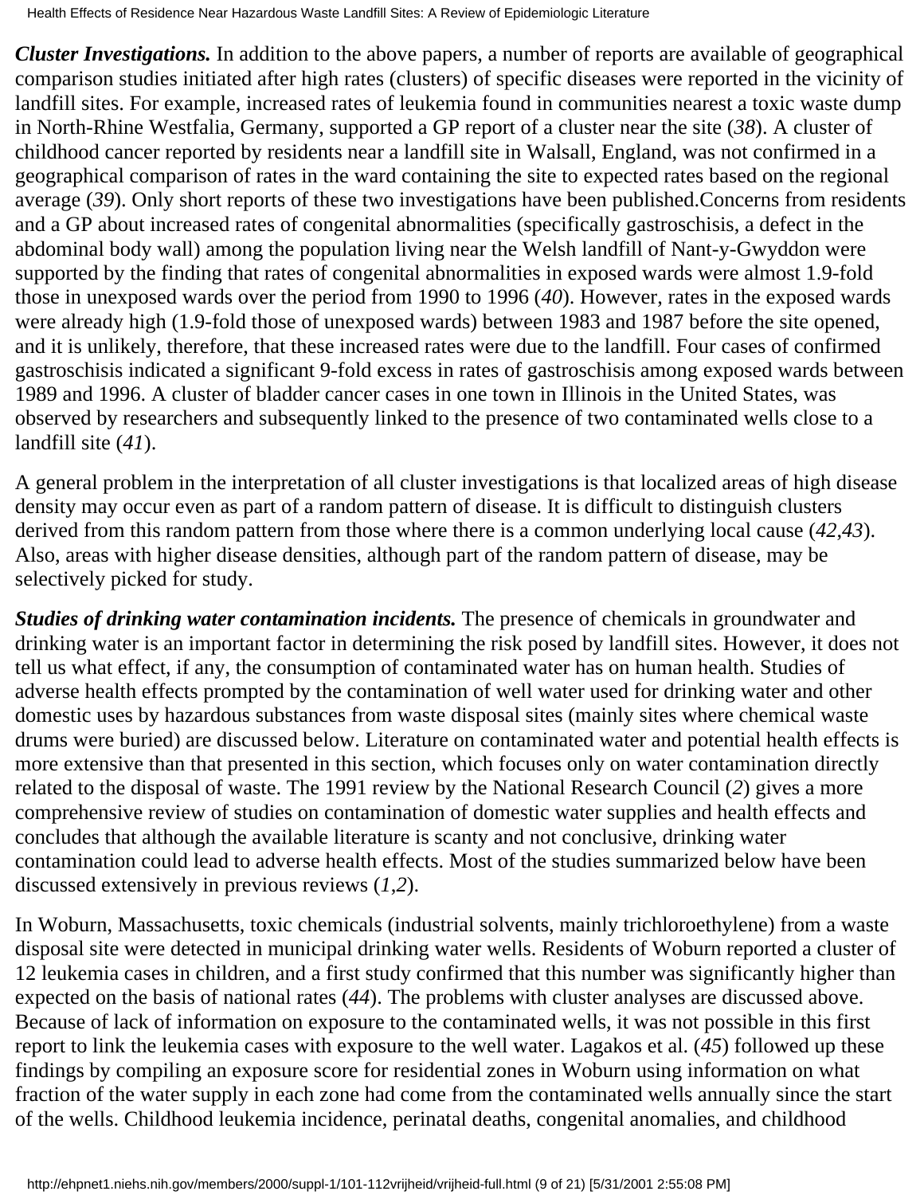***Cluster Investigations.*** In addition to the above papers, a number of reports are available of geographical comparison studies initiated after high rates (clusters) of specific diseases were reported in the vicinity of landfill sites. For example, increased rates of leukemia found in communities nearest a toxic waste dump in North-Rhine Westfalia, Germany, supported a GP report of a cluster near the site (*38*). A cluster of childhood cancer reported by residents near a landfill site in Walsall, England, was not confirmed in a geographical comparison of rates in the ward containing the site to expected rates based on the regional average (*39*). Only short reports of these two investigations have been published.Concerns from residents and a GP about increased rates of congenital abnormalities (specifically gastroschisis, a defect in the abdominal body wall) among the population living near the Welsh landfill of Nant-y-Gwyddon were supported by the finding that rates of congenital abnormalities in exposed wards were almost 1.9-fold those in unexposed wards over the period from 1990 to 1996 (*40*). However, rates in the exposed wards were already high (1.9-fold those of unexposed wards) between 1983 and 1987 before the site opened, and it is unlikely, therefore, that these increased rates were due to the landfill. Four cases of confirmed gastroschisis indicated a significant 9-fold excess in rates of gastroschisis among exposed wards between 1989 and 1996. A cluster of bladder cancer cases in one town in Illinois in the United States, was observed by researchers and subsequently linked to the presence of two contaminated wells close to a landfill site (*41*).

A general problem in the interpretation of all cluster investigations is that localized areas of high disease density may occur even as part of a random pattern of disease. It is difficult to distinguish clusters derived from this random pattern from those where there is a common underlying local cause (*42*,*43*). Also, areas with higher disease densities, although part of the random pattern of disease, may be selectively picked for study.

***Studies of drinking water contamination incidents.*** The presence of chemicals in groundwater and drinking water is an important factor in determining the risk posed by landfill sites. However, it does not tell us what effect, if any, the consumption of contaminated water has on human health. Studies of adverse health effects prompted by the contamination of well water used for drinking water and other domestic uses by hazardous substances from waste disposal sites (mainly sites where chemical waste drums were buried) are discussed below. Literature on contaminated water and potential health effects is more extensive than that presented in this section, which focuses only on water contamination directly related to the disposal of waste. The 1991 review by the National Research Council (*2*) gives a more comprehensive review of studies on contamination of domestic water supplies and health effects and concludes that although the available literature is scanty and not conclusive, drinking water contamination could lead to adverse health effects. Most of the studies summarized below have been discussed extensively in previous reviews (*1*,*2*).

In Woburn, Massachusetts, toxic chemicals (industrial solvents, mainly trichloroethylene) from a waste disposal site were detected in municipal drinking water wells. Residents of Woburn reported a cluster of 12 leukemia cases in children, and a first study confirmed that this number was significantly higher than expected on the basis of national rates (*44*). The problems with cluster analyses are discussed above. Because of lack of information on exposure to the contaminated wells, it was not possible in this first report to link the leukemia cases with exposure to the well water. Lagakos et al. (*45*) followed up these findings by compiling an exposure score for residential zones in Woburn using information on what fraction of the water supply in each zone had come from the contaminated wells annually since the start of the wells. Childhood leukemia incidence, perinatal deaths, congenital anomalies, and childhood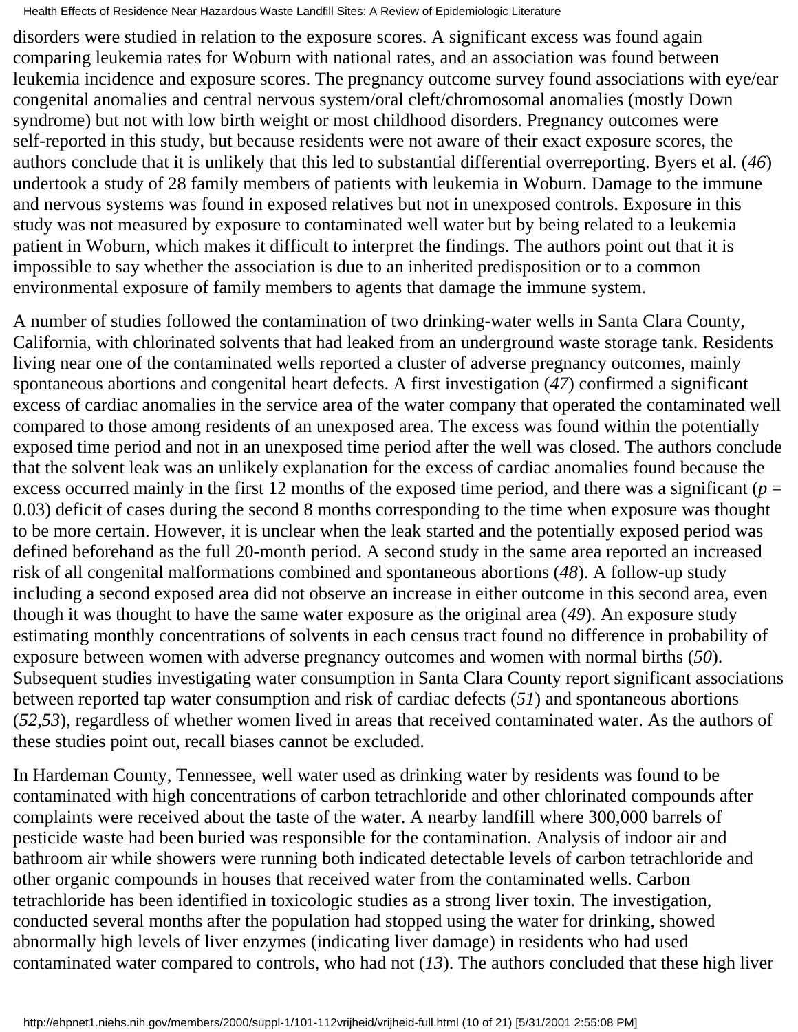disorders were studied in relation to the exposure scores. A significant excess was found again comparing leukemia rates for Woburn with national rates, and an association was found between leukemia incidence and exposure scores. The pregnancy outcome survey found associations with eye/ear congenital anomalies and central nervous system/oral cleft/chromosomal anomalies (mostly Down syndrome) but not with low birth weight or most childhood disorders. Pregnancy outcomes were self-reported in this study, but because residents were not aware of their exact exposure scores, the authors conclude that it is unlikely that this led to substantial differential overreporting. Byers et al. (*46*) undertook a study of 28 family members of patients with leukemia in Woburn. Damage to the immune and nervous systems was found in exposed relatives but not in unexposed controls. Exposure in this study was not measured by exposure to contaminated well water but by being related to a leukemia patient in Woburn, which makes it difficult to interpret the findings. The authors point out that it is impossible to say whether the association is due to an inherited predisposition or to a common environmental exposure of family members to agents that damage the immune system.

A number of studies followed the contamination of two drinking-water wells in Santa Clara County, California, with chlorinated solvents that had leaked from an underground waste storage tank. Residents living near one of the contaminated wells reported a cluster of adverse pregnancy outcomes, mainly spontaneous abortions and congenital heart defects. A first investigation (*47*) confirmed a significant excess of cardiac anomalies in the service area of the water company that operated the contaminated well compared to those among residents of an unexposed area. The excess was found within the potentially exposed time period and not in an unexposed time period after the well was closed. The authors conclude that the solvent leak was an unlikely explanation for the excess of cardiac anomalies found because the excess occurred mainly in the first 12 months of the exposed time period, and there was a significant ($p$ = 0.03) deficit of cases during the second 8 months corresponding to the time when exposure was thought to be more certain. However, it is unclear when the leak started and the potentially exposed period was defined beforehand as the full 20-month period. A second study in the same area reported an increased risk of all congenital malformations combined and spontaneous abortions (*48*). A follow-up study including a second exposed area did not observe an increase in either outcome in this second area, even though it was thought to have the same water exposure as the original area (*49*). An exposure study estimating monthly concentrations of solvents in each census tract found no difference in probability of exposure between women with adverse pregnancy outcomes and women with normal births (*50*). Subsequent studies investigating water consumption in Santa Clara County report significant associations between reported tap water consumption and risk of cardiac defects (*51*) and spontaneous abortions (*52,53*), regardless of whether women lived in areas that received contaminated water. As the authors of these studies point out, recall biases cannot be excluded.

In Hardeman County, Tennessee, well water used as drinking water by residents was found to be contaminated with high concentrations of carbon tetrachloride and other chlorinated compounds after complaints were received about the taste of the water. A nearby landfill where 300,000 barrels of pesticide waste had been buried was responsible for the contamination. Analysis of indoor air and bathroom air while showers were running both indicated detectable levels of carbon tetrachloride and other organic compounds in houses that received water from the contaminated wells. Carbon tetrachloride has been identified in toxicologic studies as a strong liver toxin. The investigation, conducted several months after the population had stopped using the water for drinking, showed abnormally high levels of liver enzymes (indicating liver damage) in residents who had used contaminated water compared to controls, who had not (*13*). The authors concluded that these high liver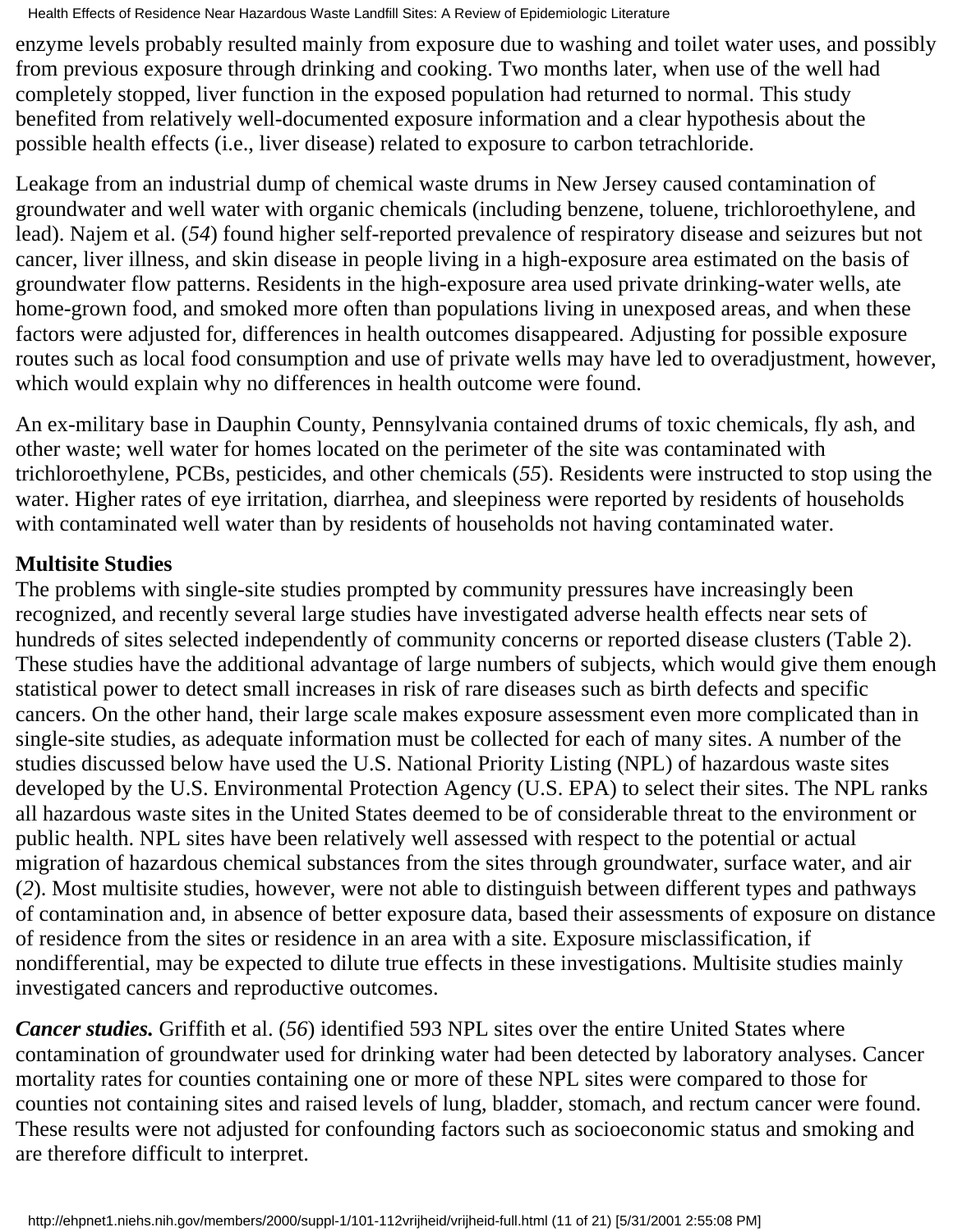enzyme levels probably resulted mainly from exposure due to washing and toilet water uses, and possibly from previous exposure through drinking and cooking. Two months later, when use of the well had completely stopped, liver function in the exposed population had returned to normal. This study benefited from relatively well-documented exposure information and a clear hypothesis about the possible health effects (i.e., liver disease) related to exposure to carbon tetrachloride.

Leakage from an industrial dump of chemical waste drums in New Jersey caused contamination of groundwater and well water with organic chemicals (including benzene, toluene, trichloroethylene, and lead). Najem et al. (*54*) found higher self-reported prevalence of respiratory disease and seizures but not cancer, liver illness, and skin disease in people living in a high-exposure area estimated on the basis of groundwater flow patterns. Residents in the high-exposure area used private drinking-water wells, ate home-grown food, and smoked more often than populations living in unexposed areas, and when these factors were adjusted for, differences in health outcomes disappeared. Adjusting for possible exposure routes such as local food consumption and use of private wells may have led to overadjustment, however, which would explain why no differences in health outcome were found.

An ex-military base in Dauphin County, Pennsylvania contained drums of toxic chemicals, fly ash, and other waste; well water for homes located on the perimeter of the site was contaminated with trichloroethylene, PCBs, pesticides, and other chemicals (*55*). Residents were instructed to stop using the water. Higher rates of eye irritation, diarrhea, and sleepiness were reported by residents of households with contaminated well water than by residents of households not having contaminated water.

**Multisite Studies**

The problems with single-site studies prompted by community pressures have increasingly been recognized, and recently several large studies have investigated adverse health effects near sets of hundreds of sites selected independently of community concerns or reported disease clusters (Table 2). These studies have the additional advantage of large numbers of subjects, which would give them enough statistical power to detect small increases in risk of rare diseases such as birth defects and specific cancers. On the other hand, their large scale makes exposure assessment even more complicated than in single-site studies, as adequate information must be collected for each of many sites. A number of the studies discussed below have used the U.S. National Priority Listing (NPL) of hazardous waste sites developed by the U.S. Environmental Protection Agency (U.S. EPA) to select their sites. The NPL ranks all hazardous waste sites in the United States deemed to be of considerable threat to the environment or public health. NPL sites have been relatively well assessed with respect to the potential or actual migration of hazardous chemical substances from the sites through groundwater, surface water, and air (*2*). Most multisite studies, however, were not able to distinguish between different types and pathways of contamination and, in absence of better exposure data, based their assessments of exposure on distance of residence from the sites or residence in an area with a site. Exposure misclassification, if nondifferential, may be expected to dilute true effects in these investigations. Multisite studies mainly investigated cancers and reproductive outcomes.

***Cancer studies.*** Griffith et al. (*56*) identified 593 NPL sites over the entire United States where contamination of groundwater used for drinking water had been detected by laboratory analyses. Cancer mortality rates for counties containing one or more of these NPL sites were compared to those for counties not containing sites and raised levels of lung, bladder, stomach, and rectum cancer were found. These results were not adjusted for confounding factors such as socioeconomic status and smoking and are therefore difficult to interpret.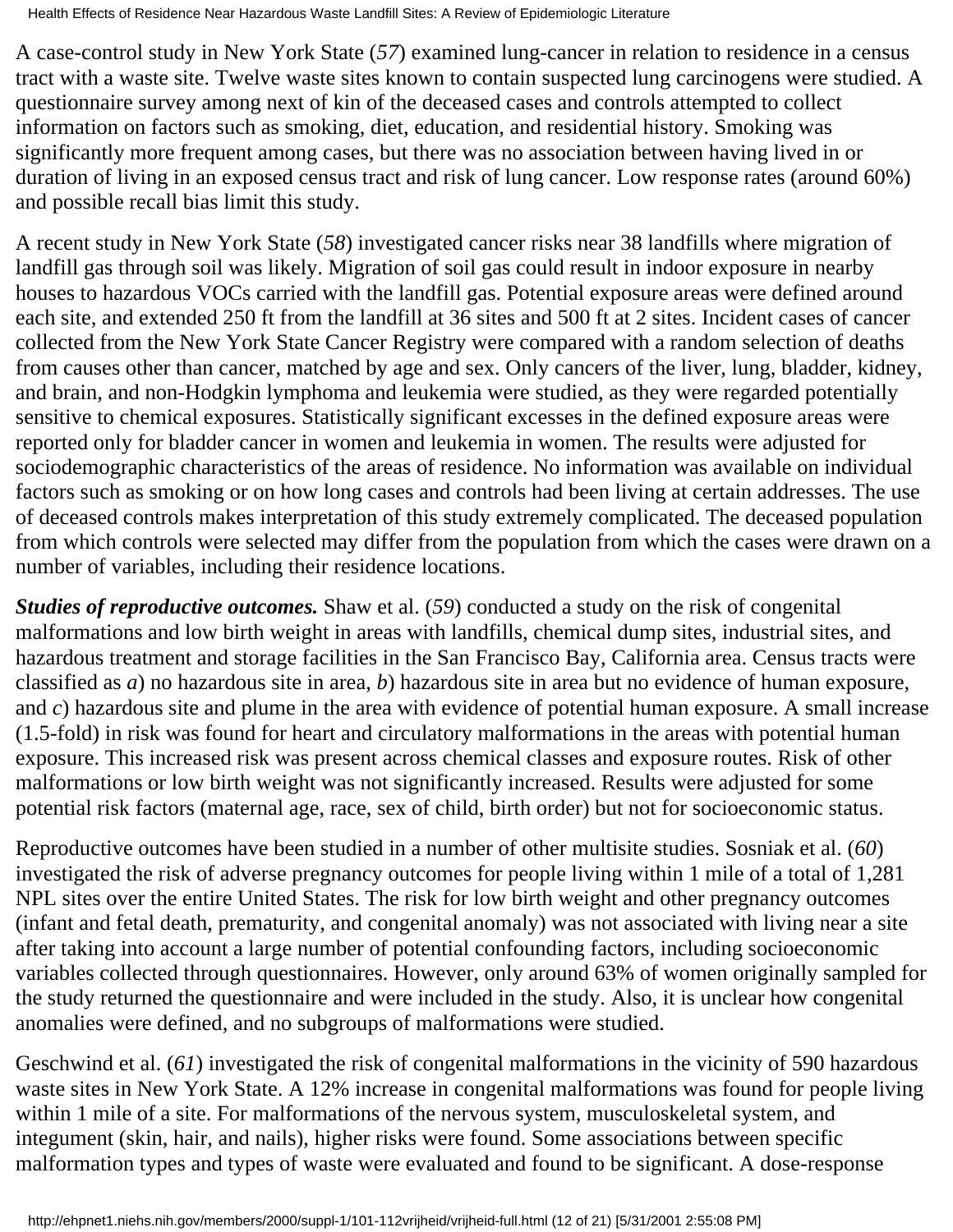A case-control study in New York State (*57*) examined lung-cancer in relation to residence in a census tract with a waste site. Twelve waste sites known to contain suspected lung carcinogens were studied. A questionnaire survey among next of kin of the deceased cases and controls attempted to collect information on factors such as smoking, diet, education, and residential history. Smoking was significantly more frequent among cases, but there was no association between having lived in or duration of living in an exposed census tract and risk of lung cancer. Low response rates (around 60%) and possible recall bias limit this study.

A recent study in New York State (*58*) investigated cancer risks near 38 landfills where migration of landfill gas through soil was likely. Migration of soil gas could result in indoor exposure in nearby houses to hazardous VOCs carried with the landfill gas. Potential exposure areas were defined around each site, and extended 250 ft from the landfill at 36 sites and 500 ft at 2 sites. Incident cases of cancer collected from the New York State Cancer Registry were compared with a random selection of deaths from causes other than cancer, matched by age and sex. Only cancers of the liver, lung, bladder, kidney, and brain, and non-Hodgkin lymphoma and leukemia were studied, as they were regarded potentially sensitive to chemical exposures. Statistically significant excesses in the defined exposure areas were reported only for bladder cancer in women and leukemia in women. The results were adjusted for sociodemographic characteristics of the areas of residence. No information was available on individual factors such as smoking or on how long cases and controls had been living at certain addresses. The use of deceased controls makes interpretation of this study extremely complicated. The deceased population from which controls were selected may differ from the population from which the cases were drawn on a number of variables, including their residence locations.

***Studies of reproductive outcomes.*** Shaw et al. (*59*) conducted a study on the risk of congenital malformations and low birth weight in areas with landfills, chemical dump sites, industrial sites, and hazardous treatment and storage facilities in the San Francisco Bay, California area. Census tracts were classified as *a*) no hazardous site in area, *b*) hazardous site in area but no evidence of human exposure, and *c*) hazardous site and plume in the area with evidence of potential human exposure. A small increase (1.5-fold) in risk was found for heart and circulatory malformations in the areas with potential human exposure. This increased risk was present across chemical classes and exposure routes. Risk of other malformations or low birth weight was not significantly increased. Results were adjusted for some potential risk factors (maternal age, race, sex of child, birth order) but not for socioeconomic status.

Reproductive outcomes have been studied in a number of other multisite studies. Sosniak et al. (*60*) investigated the risk of adverse pregnancy outcomes for people living within 1 mile of a total of 1,281 NPL sites over the entire United States. The risk for low birth weight and other pregnancy outcomes (infant and fetal death, prematurity, and congenital anomaly) was not associated with living near a site after taking into account a large number of potential confounding factors, including socioeconomic variables collected through questionnaires. However, only around 63% of women originally sampled for the study returned the questionnaire and were included in the study. Also, it is unclear how congenital anomalies were defined, and no subgroups of malformations were studied.

Geschwind et al. (*61*) investigated the risk of congenital malformations in the vicinity of 590 hazardous waste sites in New York State. A 12% increase in congenital malformations was found for people living within 1 mile of a site. For malformations of the nervous system, musculoskeletal system, and integument (skin, hair, and nails), higher risks were found. Some associations between specific malformation types and types of waste were evaluated and found to be significant. A dose-response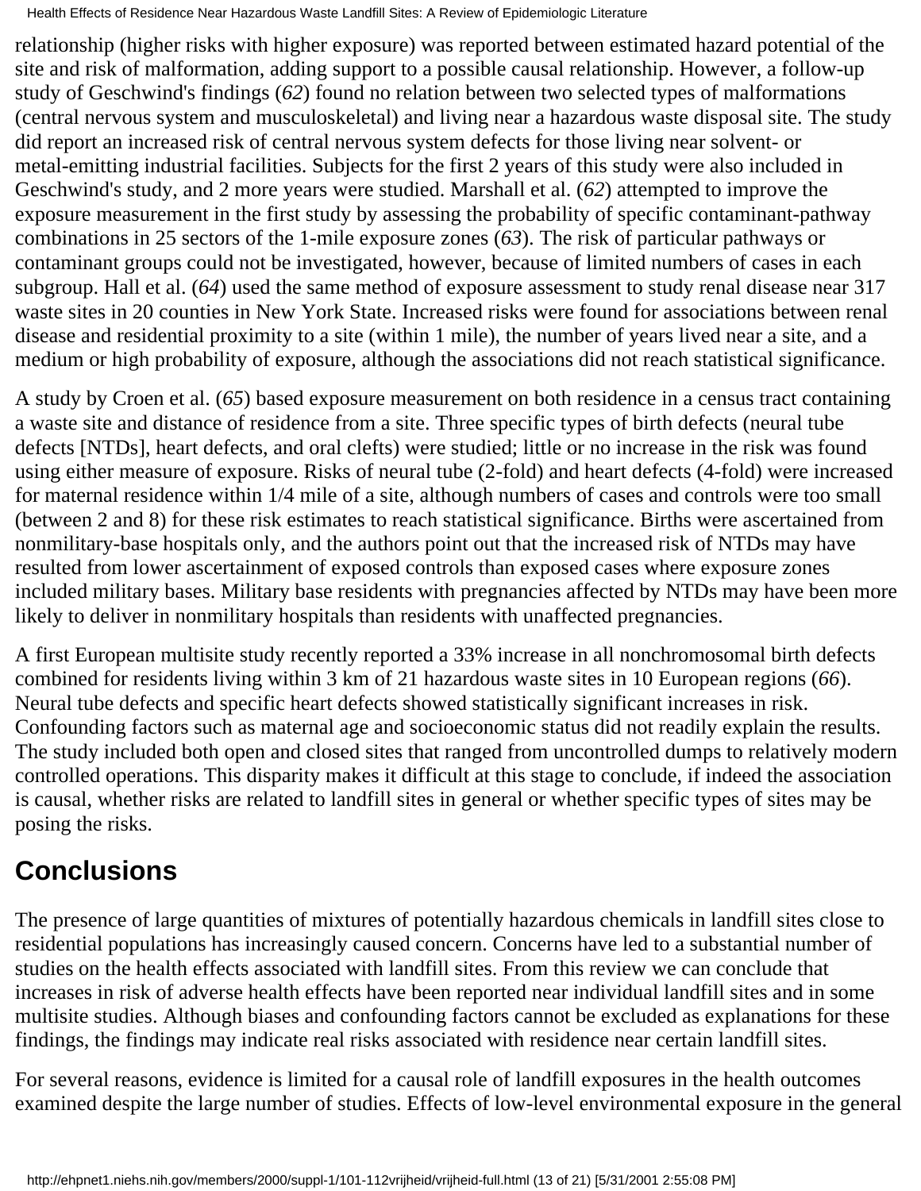relationship (higher risks with higher exposure) was reported between estimated hazard potential of the site and risk of malformation, adding support to a possible causal relationship. However, a follow-up study of Geschwind's findings (*62*) found no relation between two selected types of malformations (central nervous system and musculoskeletal) and living near a hazardous waste disposal site. The study did report an increased risk of central nervous system defects for those living near solvent- or metal-emitting industrial facilities. Subjects for the first 2 years of this study were also included in Geschwind's study, and 2 more years were studied. Marshall et al. (*62*) attempted to improve the exposure measurement in the first study by assessing the probability of specific contaminant-pathway combinations in 25 sectors of the 1-mile exposure zones (*63*). The risk of particular pathways or contaminant groups could not be investigated, however, because of limited numbers of cases in each subgroup. Hall et al. (*64*) used the same method of exposure assessment to study renal disease near 317 waste sites in 20 counties in New York State. Increased risks were found for associations between renal disease and residential proximity to a site (within 1 mile), the number of years lived near a site, and a medium or high probability of exposure, although the associations did not reach statistical significance.

A study by Croen et al. (*65*) based exposure measurement on both residence in a census tract containing a waste site and distance of residence from a site. Three specific types of birth defects (neural tube defects [NTDs], heart defects, and oral clefts) were studied; little or no increase in the risk was found using either measure of exposure. Risks of neural tube (2-fold) and heart defects (4-fold) were increased for maternal residence within 1/4 mile of a site, although numbers of cases and controls were too small (between 2 and 8) for these risk estimates to reach statistical significance. Births were ascertained from nonmilitary-base hospitals only, and the authors point out that the increased risk of NTDs may have resulted from lower ascertainment of exposed controls than exposed cases where exposure zones included military bases. Military base residents with pregnancies affected by NTDs may have been more likely to deliver in nonmilitary hospitals than residents with unaffected pregnancies.

A first European multisite study recently reported a 33% increase in all nonchromosomal birth defects combined for residents living within 3 km of 21 hazardous waste sites in 10 European regions (*66*). Neural tube defects and specific heart defects showed statistically significant increases in risk. Confounding factors such as maternal age and socioeconomic status did not readily explain the results. The study included both open and closed sites that ranged from uncontrolled dumps to relatively modern controlled operations. This disparity makes it difficult at this stage to conclude, if indeed the association is causal, whether risks are related to landfill sites in general or whether specific types of sites may be posing the risks.

## Conclusions

The presence of large quantities of mixtures of potentially hazardous chemicals in landfill sites close to residential populations has increasingly caused concern. Concerns have led to a substantial number of studies on the health effects associated with landfill sites. From this review we can conclude that increases in risk of adverse health effects have been reported near individual landfill sites and in some multisite studies. Although biases and confounding factors cannot be excluded as explanations for these findings, the findings may indicate real risks associated with residence near certain landfill sites.

For several reasons, evidence is limited for a causal role of landfill exposures in the health outcomes examined despite the large number of studies. Effects of low-level environmental exposure in the general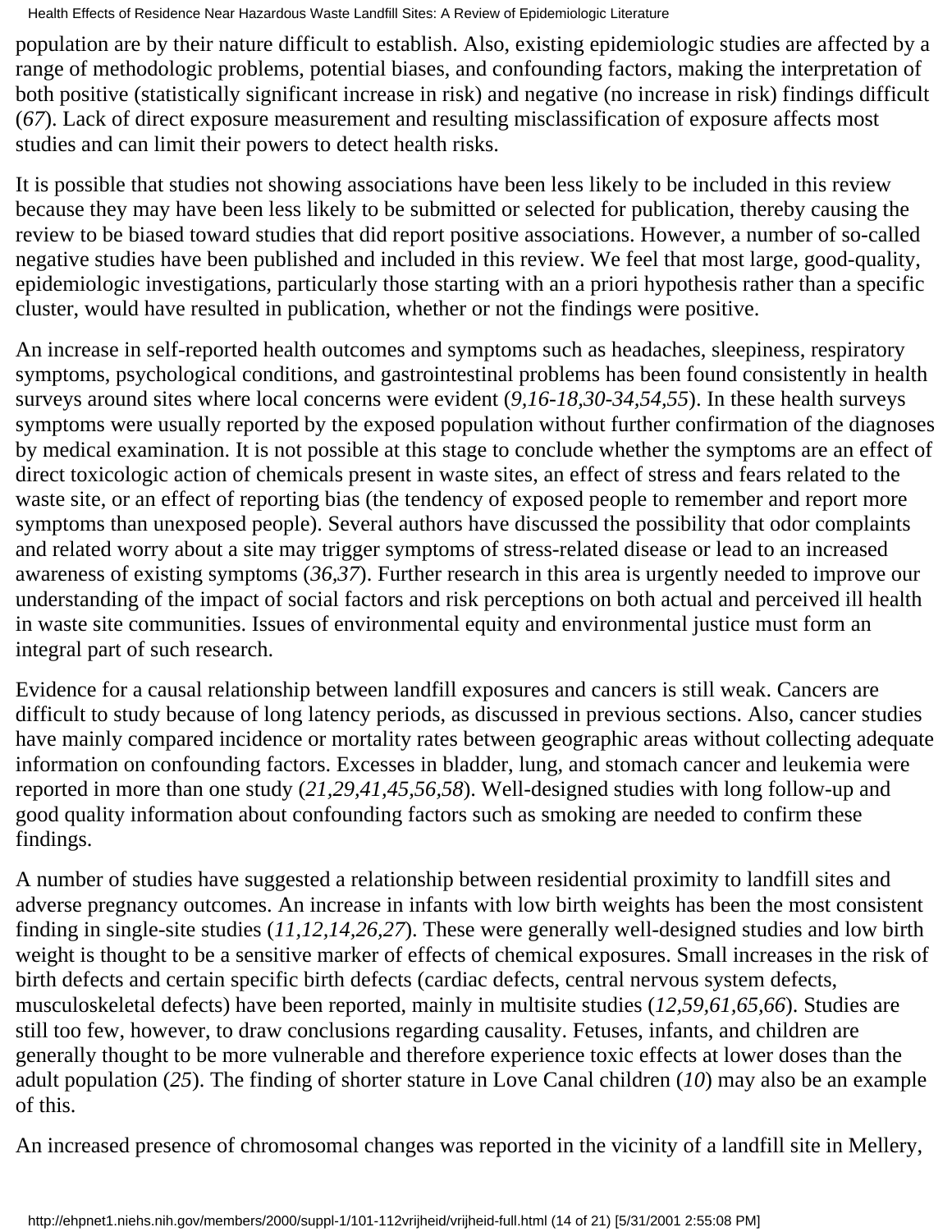population are by their nature difficult to establish. Also, existing epidemiologic studies are affected by a range of methodologic problems, potential biases, and confounding factors, making the interpretation of both positive (statistically significant increase in risk) and negative (no increase in risk) findings difficult (*67*). Lack of direct exposure measurement and resulting misclassification of exposure affects most studies and can limit their powers to detect health risks.

It is possible that studies not showing associations have been less likely to be included in this review because they may have been less likely to be submitted or selected for publication, thereby causing the review to be biased toward studies that did report positive associations. However, a number of so-called negative studies have been published and included in this review. We feel that most large, good-quality, epidemiologic investigations, particularly those starting with an a priori hypothesis rather than a specific cluster, would have resulted in publication, whether or not the findings were positive.

An increase in self-reported health outcomes and symptoms such as headaches, sleepiness, respiratory symptoms, psychological conditions, and gastrointestinal problems has been found consistently in health surveys around sites where local concerns were evident (*9,16-18,30-34,54,55*). In these health surveys symptoms were usually reported by the exposed population without further confirmation of the diagnoses by medical examination. It is not possible at this stage to conclude whether the symptoms are an effect of direct toxicologic action of chemicals present in waste sites, an effect of stress and fears related to the waste site, or an effect of reporting bias (the tendency of exposed people to remember and report more symptoms than unexposed people). Several authors have discussed the possibility that odor complaints and related worry about a site may trigger symptoms of stress-related disease or lead to an increased awareness of existing symptoms (*36,37*). Further research in this area is urgently needed to improve our understanding of the impact of social factors and risk perceptions on both actual and perceived ill health in waste site communities. Issues of environmental equity and environmental justice must form an integral part of such research.

Evidence for a causal relationship between landfill exposures and cancers is still weak. Cancers are difficult to study because of long latency periods, as discussed in previous sections. Also, cancer studies have mainly compared incidence or mortality rates between geographic areas without collecting adequate information on confounding factors. Excesses in bladder, lung, and stomach cancer and leukemia were reported in more than one study (*21,29,41,45,56,58*). Well-designed studies with long follow-up and good quality information about confounding factors such as smoking are needed to confirm these findings.

A number of studies have suggested a relationship between residential proximity to landfill sites and adverse pregnancy outcomes. An increase in infants with low birth weights has been the most consistent finding in single-site studies (*11,12,14,26,27*). These were generally well-designed studies and low birth weight is thought to be a sensitive marker of effects of chemical exposures. Small increases in the risk of birth defects and certain specific birth defects (cardiac defects, central nervous system defects, musculoskeletal defects) have been reported, mainly in multisite studies (*12,59,61,65,66*). Studies are still too few, however, to draw conclusions regarding causality. Fetuses, infants, and children are generally thought to be more vulnerable and therefore experience toxic effects at lower doses than the adult population (*25*). The finding of shorter stature in Love Canal children (*10*) may also be an example of this.

An increased presence of chromosomal changes was reported in the vicinity of a landfill site in Mellery,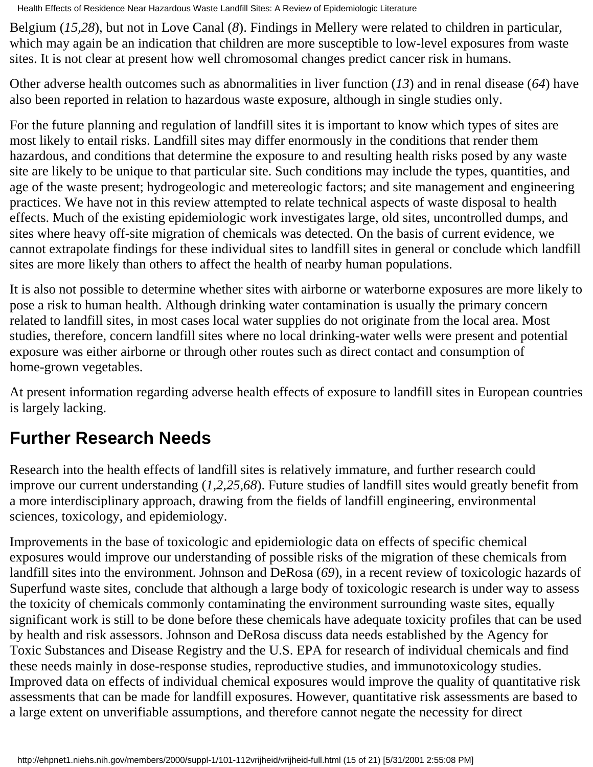Belgium (*15,28*), but not in Love Canal (*8*). Findings in Mellery were related to children in particular, which may again be an indication that children are more susceptible to low-level exposures from waste sites. It is not clear at present how well chromosomal changes predict cancer risk in humans.

Other adverse health outcomes such as abnormalities in liver function (*13*) and in renal disease (*64*) have also been reported in relation to hazardous waste exposure, although in single studies only.

For the future planning and regulation of landfill sites it is important to know which types of sites are most likely to entail risks. Landfill sites may differ enormously in the conditions that render them hazardous, and conditions that determine the exposure to and resulting health risks posed by any waste site are likely to be unique to that particular site. Such conditions may include the types, quantities, and age of the waste present; hydrogeologic and metereologic factors; and site management and engineering practices. We have not in this review attempted to relate technical aspects of waste disposal to health effects. Much of the existing epidemiologic work investigates large, old sites, uncontrolled dumps, and sites where heavy off-site migration of chemicals was detected. On the basis of current evidence, we cannot extrapolate findings for these individual sites to landfill sites in general or conclude which landfill sites are more likely than others to affect the health of nearby human populations.

It is also not possible to determine whether sites with airborne or waterborne exposures are more likely to pose a risk to human health. Although drinking water contamination is usually the primary concern related to landfill sites, in most cases local water supplies do not originate from the local area. Most studies, therefore, concern landfill sites where no local drinking-water wells were present and potential exposure was either airborne or through other routes such as direct contact and consumption of home-grown vegetables.

At present information regarding adverse health effects of exposure to landfill sites in European countries is largely lacking.

## Further Research Needs

Research into the health effects of landfill sites is relatively immature, and further research could improve our current understanding (*1,2,25,68*). Future studies of landfill sites would greatly benefit from a more interdisciplinary approach, drawing from the fields of landfill engineering, environmental sciences, toxicology, and epidemiology.

Improvements in the base of toxicologic and epidemiologic data on effects of specific chemical exposures would improve our understanding of possible risks of the migration of these chemicals from landfill sites into the environment. Johnson and DeRosa (*69*), in a recent review of toxicologic hazards of Superfund waste sites, conclude that although a large body of toxicologic research is under way to assess the toxicity of chemicals commonly contaminating the environment surrounding waste sites, equally significant work is still to be done before these chemicals have adequate toxicity profiles that can be used by health and risk assessors. Johnson and DeRosa discuss data needs established by the Agency for Toxic Substances and Disease Registry and the U.S. EPA for research of individual chemicals and find these needs mainly in dose-response studies, reproductive studies, and immunotoxicology studies. Improved data on effects of individual chemical exposures would improve the quality of quantitative risk assessments that can be made for landfill exposures. However, quantitative risk assessments are based to a large extent on unverifiable assumptions, and therefore cannot negate the necessity for direct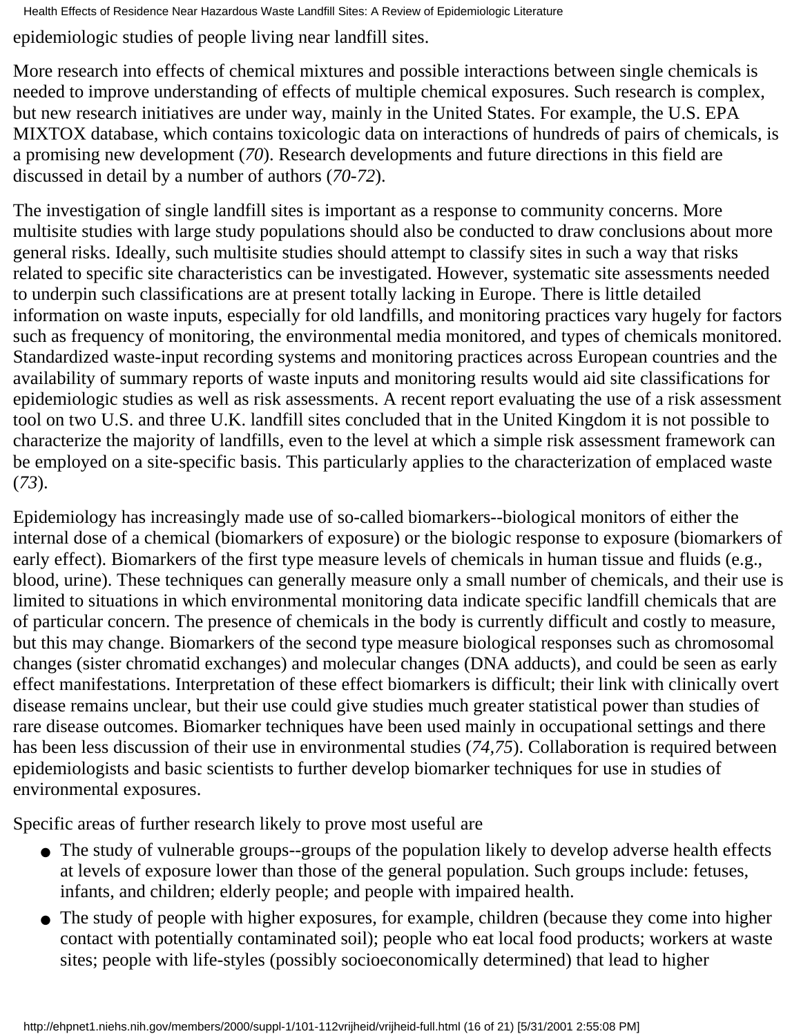epidemiologic studies of people living near landfill sites.

More research into effects of chemical mixtures and possible interactions between single chemicals is needed to improve understanding of effects of multiple chemical exposures. Such research is complex, but new research initiatives are under way, mainly in the United States. For example, the U.S. EPA MIXTOX database, which contains toxicologic data on interactions of hundreds of pairs of chemicals, is a promising new development (*70*). Research developments and future directions in this field are discussed in detail by a number of authors (*70-72*).

The investigation of single landfill sites is important as a response to community concerns. More multisite studies with large study populations should also be conducted to draw conclusions about more general risks. Ideally, such multisite studies should attempt to classify sites in such a way that risks related to specific site characteristics can be investigated. However, systematic site assessments needed to underpin such classifications are at present totally lacking in Europe. There is little detailed information on waste inputs, especially for old landfills, and monitoring practices vary hugely for factors such as frequency of monitoring, the environmental media monitored, and types of chemicals monitored. Standardized waste-input recording systems and monitoring practices across European countries and the availability of summary reports of waste inputs and monitoring results would aid site classifications for epidemiologic studies as well as risk assessments. A recent report evaluating the use of a risk assessment tool on two U.S. and three U.K. landfill sites concluded that in the United Kingdom it is not possible to characterize the majority of landfills, even to the level at which a simple risk assessment framework can be employed on a site-specific basis. This particularly applies to the characterization of emplaced waste (*73*).

Epidemiology has increasingly made use of so-called biomarkers--biological monitors of either the internal dose of a chemical (biomarkers of exposure) or the biologic response to exposure (biomarkers of early effect). Biomarkers of the first type measure levels of chemicals in human tissue and fluids (e.g., blood, urine). These techniques can generally measure only a small number of chemicals, and their use is limited to situations in which environmental monitoring data indicate specific landfill chemicals that are of particular concern. The presence of chemicals in the body is currently difficult and costly to measure, but this may change. Biomarkers of the second type measure biological responses such as chromosomal changes (sister chromatid exchanges) and molecular changes (DNA adducts), and could be seen as early effect manifestations. Interpretation of these effect biomarkers is difficult; their link with clinically overt disease remains unclear, but their use could give studies much greater statistical power than studies of rare disease outcomes. Biomarker techniques have been used mainly in occupational settings and there has been less discussion of their use in environmental studies (*74,75*). Collaboration is required between epidemiologists and basic scientists to further develop biomarker techniques for use in studies of environmental exposures.

Specific areas of further research likely to prove most useful are

- The study of vulnerable groups--groups of the population likely to develop adverse health effects at levels of exposure lower than those of the general population. Such groups include: fetuses, infants, and children; elderly people; and people with impaired health.
- The study of people with higher exposures, for example, children (because they come into higher contact with potentially contaminated soil); people who eat local food products; workers at waste sites; people with life-styles (possibly socioeconomically determined) that lead to higher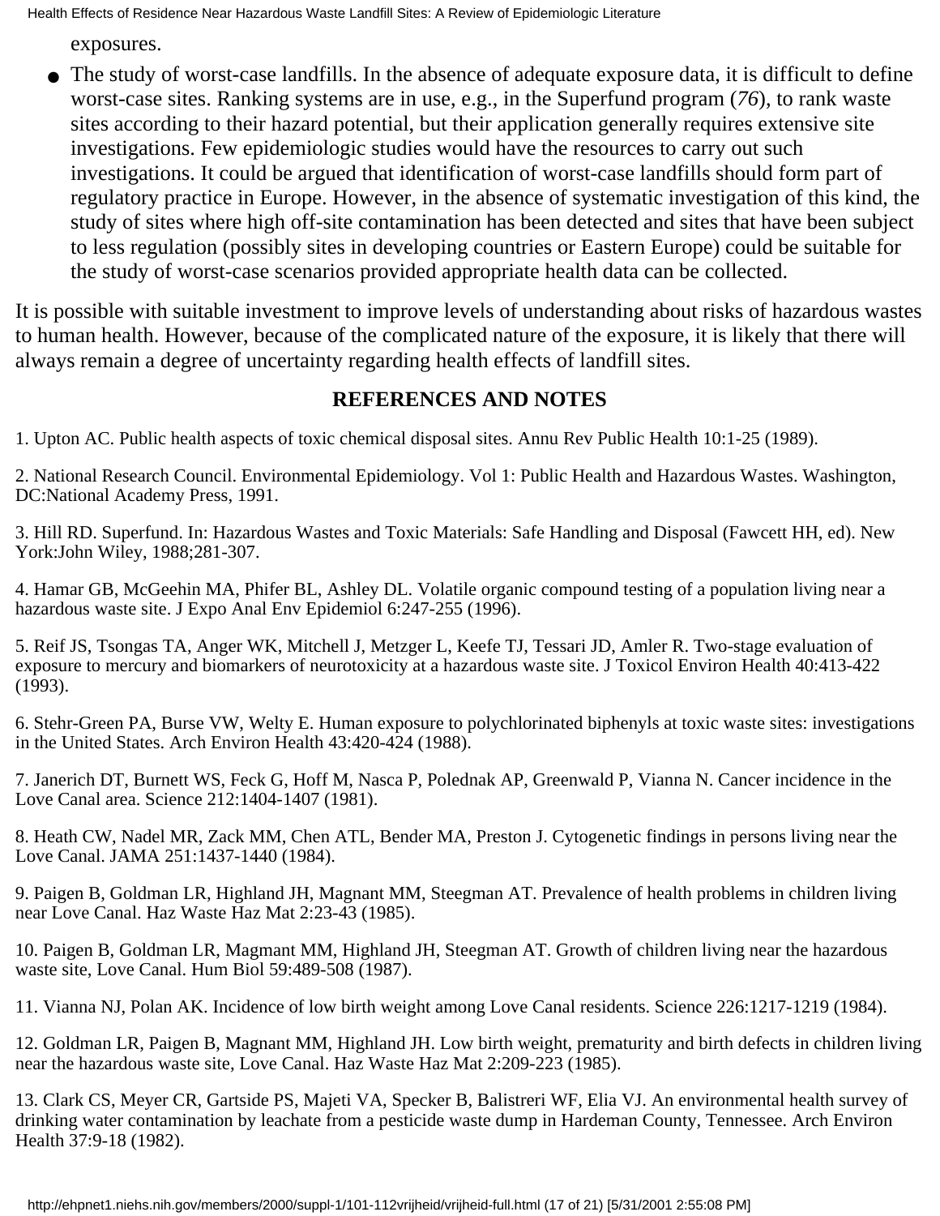exposures.

- The study of worst-case landfills. In the absence of adequate exposure data, it is difficult to define worst-case sites. Ranking systems are in use, e.g., in the Superfund program (*76*), to rank waste sites according to their hazard potential, but their application generally requires extensive site investigations. Few epidemiologic studies would have the resources to carry out such investigations. It could be argued that identification of worst-case landfills should form part of regulatory practice in Europe. However, in the absence of systematic investigation of this kind, the study of sites where high off-site contamination has been detected and sites that have been subject to less regulation (possibly sites in developing countries or Eastern Europe) could be suitable for the study of worst-case scenarios provided appropriate health data can be collected.

It is possible with suitable investment to improve levels of understanding about risks of hazardous wastes to human health. However, because of the complicated nature of the exposure, it is likely that there will always remain a degree of uncertainty regarding health effects of landfill sites.

## REFERENCES AND NOTES

1. Upton AC. Public health aspects of toxic chemical disposal sites. Annu Rev Public Health 10:1-25 (1989).

2. National Research Council. Environmental Epidemiology. Vol 1: Public Health and Hazardous Wastes. Washington, DC:National Academy Press, 1991.

3. Hill RD. Superfund. In: Hazardous Wastes and Toxic Materials: Safe Handling and Disposal (Fawcett HH, ed). New York:John Wiley, 1988;281-307.

4. Hamar GB, McGeehin MA, Phifer BL, Ashley DL. Volatile organic compound testing of a population living near a hazardous waste site. J Expo Anal Env Epidemiol 6:247-255 (1996).

5. Reif JS, Tsongas TA, Anger WK, Mitchell J, Metzger L, Keefe TJ, Tessari JD, Amler R. Two-stage evaluation of exposure to mercury and biomarkers of neurotoxicity at a hazardous waste site. J Toxicol Environ Health 40:413-422 (1993).

6. Stehr-Green PA, Burse VW, Welty E. Human exposure to polychlorinated biphenyls at toxic waste sites: investigations in the United States. Arch Environ Health 43:420-424 (1988).

7. Janerich DT, Burnett WS, Feck G, Hoff M, Nasca P, Polednak AP, Greenwald P, Vianna N. Cancer incidence in the Love Canal area. Science 212:1404-1407 (1981).

8. Heath CW, Nadel MR, Zack MM, Chen ATL, Bender MA, Preston J. Cytogenetic findings in persons living near the Love Canal. JAMA 251:1437-1440 (1984).

9. Paigen B, Goldman LR, Highland JH, Magnant MM, Steegman AT. Prevalence of health problems in children living near Love Canal. Haz Waste Haz Mat 2:23-43 (1985).

10. Paigen B, Goldman LR, Magmant MM, Highland JH, Steegman AT. Growth of children living near the hazardous waste site, Love Canal. Hum Biol 59:489-508 (1987).

11. Vianna NJ, Polan AK. Incidence of low birth weight among Love Canal residents. Science 226:1217-1219 (1984).

12. Goldman LR, Paigen B, Magnant MM, Highland JH. Low birth weight, prematurity and birth defects in children living near the hazardous waste site, Love Canal. Haz Waste Haz Mat 2:209-223 (1985).

13. Clark CS, Meyer CR, Gartside PS, Majeti VA, Specker B, Balistreri WF, Elia VJ. An environmental health survey of drinking water contamination by leachate from a pesticide waste dump in Hardeman County, Tennessee. Arch Environ Health 37:9-18 (1982).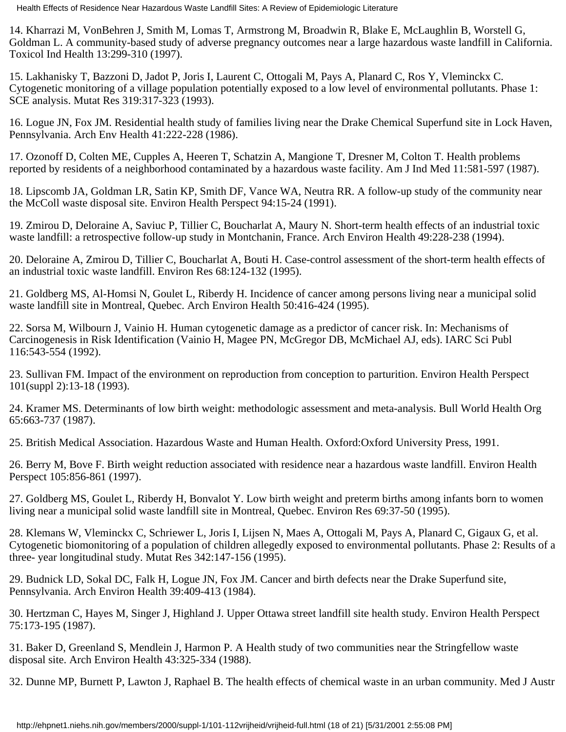14. Kharrazi M, VonBehren J, Smith M, Lomas T, Armstrong M, Broadwin R, Blake E, McLaughlin B, Worstell G, Goldman L. A community-based study of adverse pregnancy outcomes near a large hazardous waste landfill in California. Toxicol Ind Health 13:299-310 (1997).

15. Lakhanisky T, Bazzoni D, Jadot P, Joris I, Laurent C, Ottogali M, Pays A, Planard C, Ros Y, Vleminckx C. Cytogenetic monitoring of a village population potentially exposed to a low level of environmental pollutants. Phase 1: SCE analysis. Mutat Res 319:317-323 (1993).

16. Logue JN, Fox JM. Residential health study of families living near the Drake Chemical Superfund site in Lock Haven, Pennsylvania. Arch Env Health 41:222-228 (1986).

17. Ozonoff D, Colten ME, Cupples A, Heeren T, Schatzin A, Mangione T, Dresner M, Colton T. Health problems reported by residents of a neighborhood contaminated by a hazardous waste facility. Am J Ind Med 11:581-597 (1987).

18. Lipscomb JA, Goldman LR, Satin KP, Smith DF, Vance WA, Neutra RR. A follow-up study of the community near the McColl waste disposal site. Environ Health Perspect 94:15-24 (1991).

19. Zmirou D, Deloraine A, Saviuc P, Tillier C, Boucharlat A, Maury N. Short-term health effects of an industrial toxic waste landfill: a retrospective follow-up study in Montchanin, France. Arch Environ Health 49:228-238 (1994).

20. Deloraine A, Zmirou D, Tillier C, Boucharlat A, Bouti H. Case-control assessment of the short-term health effects of an industrial toxic waste landfill. Environ Res 68:124-132 (1995).

21. Goldberg MS, Al-Homsi N, Goulet L, Riberdy H. Incidence of cancer among persons living near a municipal solid waste landfill site in Montreal, Quebec. Arch Environ Health 50:416-424 (1995).

22. Sorsa M, Wilbourn J, Vainio H. Human cytogenetic damage as a predictor of cancer risk. In: Mechanisms of Carcinogenesis in Risk Identification (Vainio H, Magee PN, McGregor DB, McMichael AJ, eds). IARC Sci Publ 116:543-554 (1992).

23. Sullivan FM. Impact of the environment on reproduction from conception to parturition. Environ Health Perspect 101(suppl 2):13-18 (1993).

24. Kramer MS. Determinants of low birth weight: methodologic assessment and meta-analysis. Bull World Health Org 65:663-737 (1987).

25. British Medical Association. Hazardous Waste and Human Health. Oxford:Oxford University Press, 1991.

26. Berry M, Bove F. Birth weight reduction associated with residence near a hazardous waste landfill. Environ Health Perspect 105:856-861 (1997).

27. Goldberg MS, Goulet L, Riberdy H, Bonvalot Y. Low birth weight and preterm births among infants born to women living near a municipal solid waste landfill site in Montreal, Quebec. Environ Res 69:37-50 (1995).

28. Klemans W, Vleminckx C, Schriewer L, Joris I, Lijsen N, Maes A, Ottogali M, Pays A, Planard C, Gigaux G, et al. Cytogenetic biomonitoring of a population of children allegedly exposed to environmental pollutants. Phase 2: Results of a three- year longitudinal study. Mutat Res 342:147-156 (1995).

29. Budnick LD, Sokal DC, Falk H, Logue JN, Fox JM. Cancer and birth defects near the Drake Superfund site, Pennsylvania. Arch Environ Health 39:409-413 (1984).

30. Hertzman C, Hayes M, Singer J, Highland J. Upper Ottawa street landfill site health study. Environ Health Perspect 75:173-195 (1987).

31. Baker D, Greenland S, Mendlein J, Harmon P. A Health study of two communities near the Stringfellow waste disposal site. Arch Environ Health 43:325-334 (1988).

32. Dunne MP, Burnett P, Lawton J, Raphael B. The health effects of chemical waste in an urban community. Med J Austr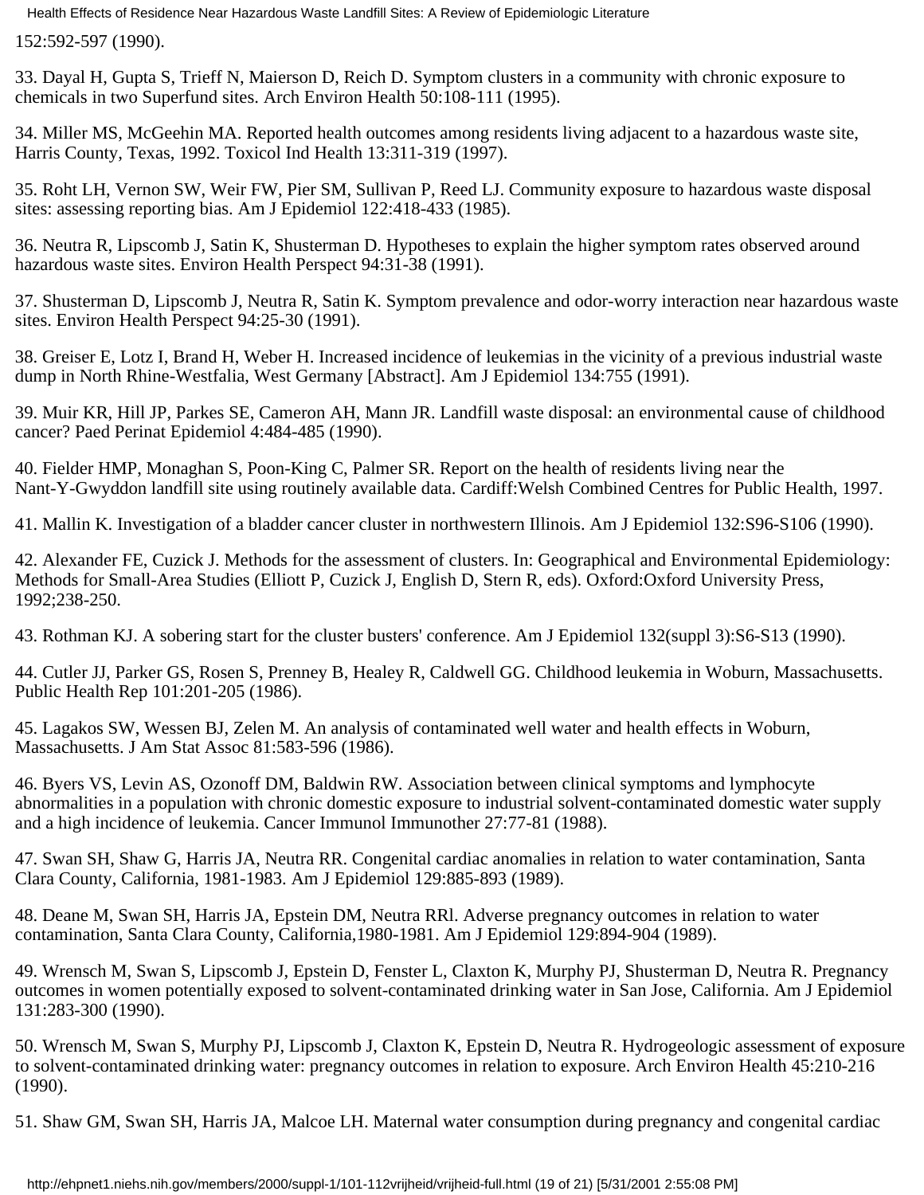152:592-597 (1990).

33. Dayal H, Gupta S, Trieff N, Maierson D, Reich D. Symptom clusters in a community with chronic exposure to chemicals in two Superfund sites. Arch Environ Health 50:108-111 (1995).

34. Miller MS, McGeehin MA. Reported health outcomes among residents living adjacent to a hazardous waste site, Harris County, Texas, 1992. Toxicol Ind Health 13:311-319 (1997).

35. Roht LH, Vernon SW, Weir FW, Pier SM, Sullivan P, Reed LJ. Community exposure to hazardous waste disposal sites: assessing reporting bias. Am J Epidemiol 122:418-433 (1985).

36. Neutra R, Lipscomb J, Satin K, Shusterman D. Hypotheses to explain the higher symptom rates observed around hazardous waste sites. Environ Health Perspect 94:31-38 (1991).

37. Shusterman D, Lipscomb J, Neutra R, Satin K. Symptom prevalence and odor-worry interaction near hazardous waste sites. Environ Health Perspect 94:25-30 (1991).

38. Greiser E, Lotz I, Brand H, Weber H. Increased incidence of leukemias in the vicinity of a previous industrial waste dump in North Rhine-Westfalia, West Germany [Abstract]. Am J Epidemiol 134:755 (1991).

39. Muir KR, Hill JP, Parkes SE, Cameron AH, Mann JR. Landfill waste disposal: an environmental cause of childhood cancer? Paed Perinat Epidemiol 4:484-485 (1990).

40. Fielder HMP, Monaghan S, Poon-King C, Palmer SR. Report on the health of residents living near the Nant-Y-Gwyddon landfill site using routinely available data. Cardiff:Welsh Combined Centres for Public Health, 1997.

41. Mallin K. Investigation of a bladder cancer cluster in northwestern Illinois. Am J Epidemiol 132:S96-S106 (1990).

42. Alexander FE, Cuzick J. Methods for the assessment of clusters. In: Geographical and Environmental Epidemiology: Methods for Small-Area Studies (Elliott P, Cuzick J, English D, Stern R, eds). Oxford:Oxford University Press, 1992;238-250.

43. Rothman KJ. A sobering start for the cluster busters' conference. Am J Epidemiol 132(suppl 3):S6-S13 (1990).

44. Cutler JJ, Parker GS, Rosen S, Prenney B, Healey R, Caldwell GG. Childhood leukemia in Woburn, Massachusetts. Public Health Rep 101:201-205 (1986).

45. Lagakos SW, Wessen BJ, Zelen M. An analysis of contaminated well water and health effects in Woburn, Massachusetts. J Am Stat Assoc 81:583-596 (1986).

46. Byers VS, Levin AS, Ozonoff DM, Baldwin RW. Association between clinical symptoms and lymphocyte abnormalities in a population with chronic domestic exposure to industrial solvent-contaminated domestic water supply and a high incidence of leukemia. Cancer Immunol Immunother 27:77-81 (1988).

47. Swan SH, Shaw G, Harris JA, Neutra RR. Congenital cardiac anomalies in relation to water contamination, Santa Clara County, California, 1981-1983. Am J Epidemiol 129:885-893 (1989).

48. Deane M, Swan SH, Harris JA, Epstein DM, Neutra RRl. Adverse pregnancy outcomes in relation to water contamination, Santa Clara County, California,1980-1981. Am J Epidemiol 129:894-904 (1989).

49. Wrensch M, Swan S, Lipscomb J, Epstein D, Fenster L, Claxton K, Murphy PJ, Shusterman D, Neutra R. Pregnancy outcomes in women potentially exposed to solvent-contaminated drinking water in San Jose, California. Am J Epidemiol 131:283-300 (1990).

50. Wrensch M, Swan S, Murphy PJ, Lipscomb J, Claxton K, Epstein D, Neutra R. Hydrogeologic assessment of exposure to solvent-contaminated drinking water: pregnancy outcomes in relation to exposure. Arch Environ Health 45:210-216 (1990).

51. Shaw GM, Swan SH, Harris JA, Malcoe LH. Maternal water consumption during pregnancy and congenital cardiac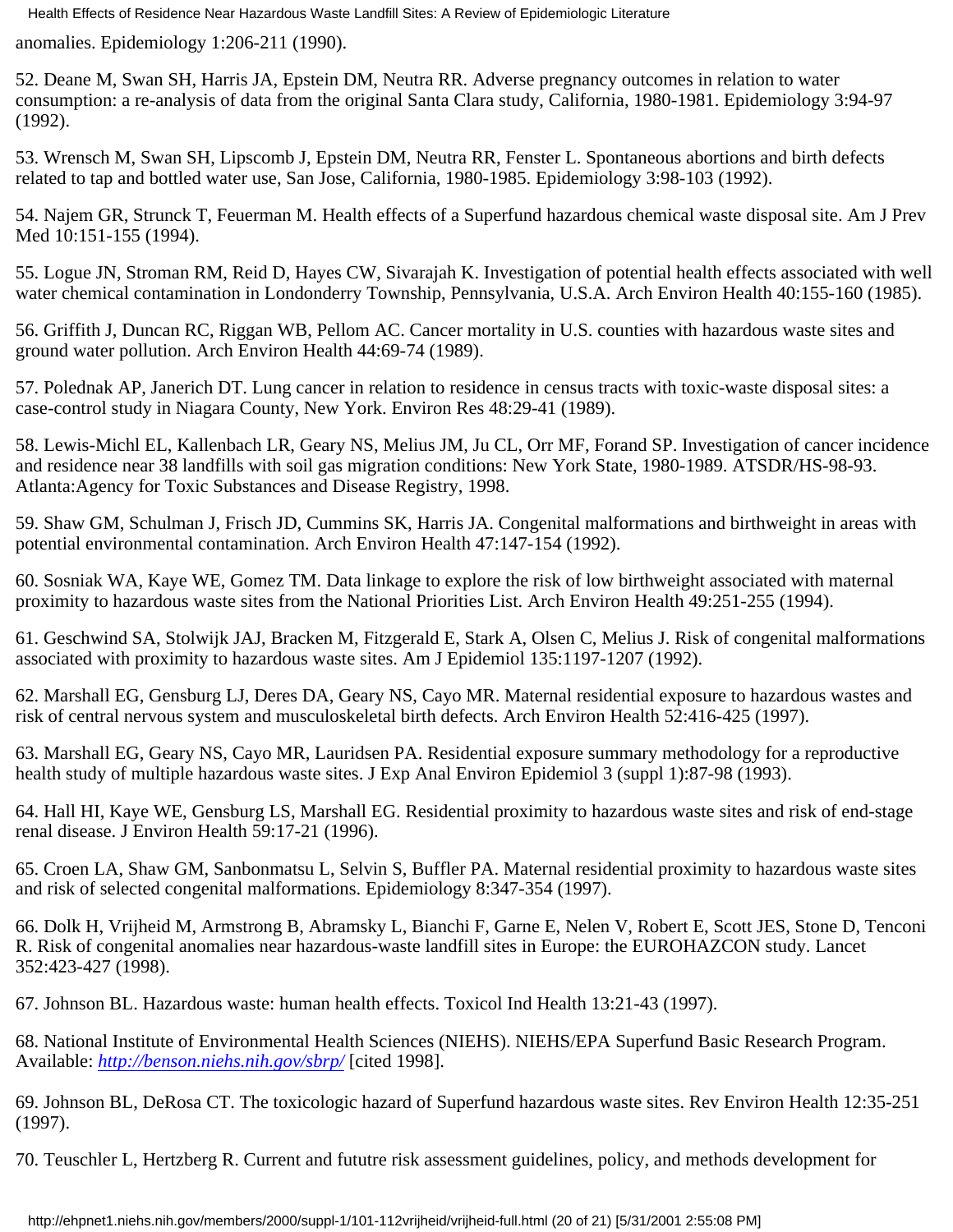anomalies. Epidemiology 1:206-211 (1990).

52. Deane M, Swan SH, Harris JA, Epstein DM, Neutra RR. Adverse pregnancy outcomes in relation to water consumption: a re-analysis of data from the original Santa Clara study, California, 1980-1981. Epidemiology 3:94-97 (1992).

53. Wrensch M, Swan SH, Lipscomb J, Epstein DM, Neutra RR, Fenster L. Spontaneous abortions and birth defects related to tap and bottled water use, San Jose, California, 1980-1985. Epidemiology 3:98-103 (1992).

54. Najem GR, Strunck T, Feuerman M. Health effects of a Superfund hazardous chemical waste disposal site. Am J Prev Med 10:151-155 (1994).

55. Logue JN, Stroman RM, Reid D, Hayes CW, Sivarajah K. Investigation of potential health effects associated with well water chemical contamination in Londonderry Township, Pennsylvania, U.S.A. Arch Environ Health 40:155-160 (1985).

56. Griffith J, Duncan RC, Riggan WB, Pellom AC. Cancer mortality in U.S. counties with hazardous waste sites and ground water pollution. Arch Environ Health 44:69-74 (1989).

57. Polednak AP, Janerich DT. Lung cancer in relation to residence in census tracts with toxic-waste disposal sites: a case-control study in Niagara County, New York. Environ Res 48:29-41 (1989).

58. Lewis-Michl EL, Kallenbach LR, Geary NS, Melius JM, Ju CL, Orr MF, Forand SP. Investigation of cancer incidence and residence near 38 landfills with soil gas migration conditions: New York State, 1980-1989. ATSDR/HS-98-93. Atlanta:Agency for Toxic Substances and Disease Registry, 1998.

59. Shaw GM, Schulman J, Frisch JD, Cummins SK, Harris JA. Congenital malformations and birthweight in areas with potential environmental contamination. Arch Environ Health 47:147-154 (1992).

60. Sosniak WA, Kaye WE, Gomez TM. Data linkage to explore the risk of low birthweight associated with maternal proximity to hazardous waste sites from the National Priorities List. Arch Environ Health 49:251-255 (1994).

61. Geschwind SA, Stolwijk JAJ, Bracken M, Fitzgerald E, Stark A, Olsen C, Melius J. Risk of congenital malformations associated with proximity to hazardous waste sites. Am J Epidemiol 135:1197-1207 (1992).

62. Marshall EG, Gensburg LJ, Deres DA, Geary NS, Cayo MR. Maternal residential exposure to hazardous wastes and risk of central nervous system and musculoskeletal birth defects. Arch Environ Health 52:416-425 (1997).

63. Marshall EG, Geary NS, Cayo MR, Lauridsen PA. Residential exposure summary methodology for a reproductive health study of multiple hazardous waste sites. J Exp Anal Environ Epidemiol 3 (suppl 1):87-98 (1993).

64. Hall HI, Kaye WE, Gensburg LS, Marshall EG. Residential proximity to hazardous waste sites and risk of end-stage renal disease. J Environ Health 59:17-21 (1996).

65. Croen LA, Shaw GM, Sanbonmatsu L, Selvin S, Buffler PA. Maternal residential proximity to hazardous waste sites and risk of selected congenital malformations. Epidemiology 8:347-354 (1997).

66. Dolk H, Vrijheid M, Armstrong B, Abramsky L, Bianchi F, Garne E, Nelen V, Robert E, Scott JES, Stone D, Tenconi R. Risk of congenital anomalies near hazardous-waste landfill sites in Europe: the EUROHAZCON study. Lancet 352:423-427 (1998).

67. Johnson BL. Hazardous waste: human health effects. Toxicol Ind Health 13:21-43 (1997).

68. National Institute of Environmental Health Sciences (NIEHS). NIEHS/EPA Superfund Basic Research Program. Available: *http://benson.niehs.nih.gov/sbrp/* [cited 1998].

69. Johnson BL, DeRosa CT. The toxicologic hazard of Superfund hazardous waste sites. Rev Environ Health 12:35-251 (1997).

70. Teuschler L, Hertzberg R. Current and fututre risk assessment guidelines, policy, and methods development for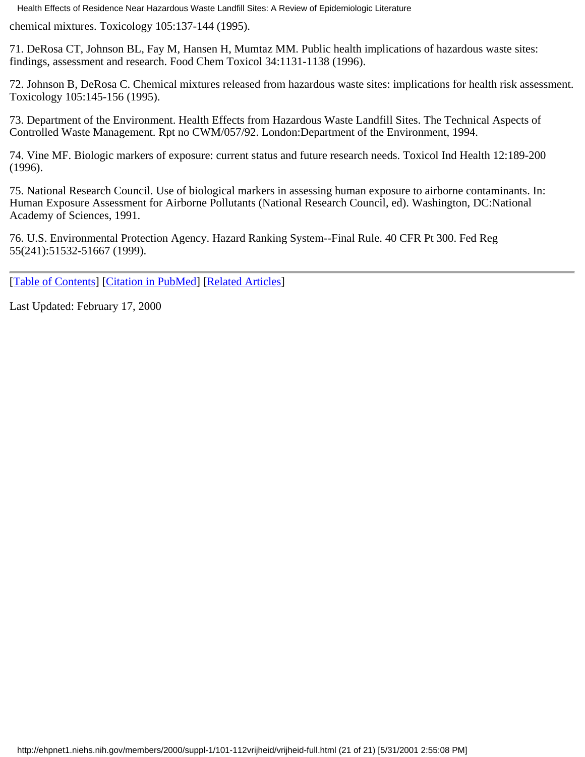chemical mixtures. Toxicology 105:137-144 (1995).

71. DeRosa CT, Johnson BL, Fay M, Hansen H, Mumtaz MM. Public health implications of hazardous waste sites: findings, assessment and research. Food Chem Toxicol 34:1131-1138 (1996).

72. Johnson B, DeRosa C. Chemical mixtures released from hazardous waste sites: implications for health risk assessment. Toxicology 105:145-156 (1995).

73. Department of the Environment. Health Effects from Hazardous Waste Landfill Sites. The Technical Aspects of Controlled Waste Management. Rpt no CWM/057/92. London:Department of the Environment, 1994.

74. Vine MF. Biologic markers of exposure: current status and future research needs. Toxicol Ind Health 12:189-200 (1996).

75. National Research Council. Use of biological markers in assessing human exposure to airborne contaminants. In: Human Exposure Assessment for Airborne Pollutants (National Research Council, ed). Washington, DC:National Academy of Sciences, 1991.

76. U.S. Environmental Protection Agency. Hazard Ranking System--Final Rule. 40 CFR Pt 300. Fed Reg 55(241):51532-51667 (1999).

---

[Table of Contents] [Citation in PubMed] [Related Articles]

Last Updated: February 17, 2000